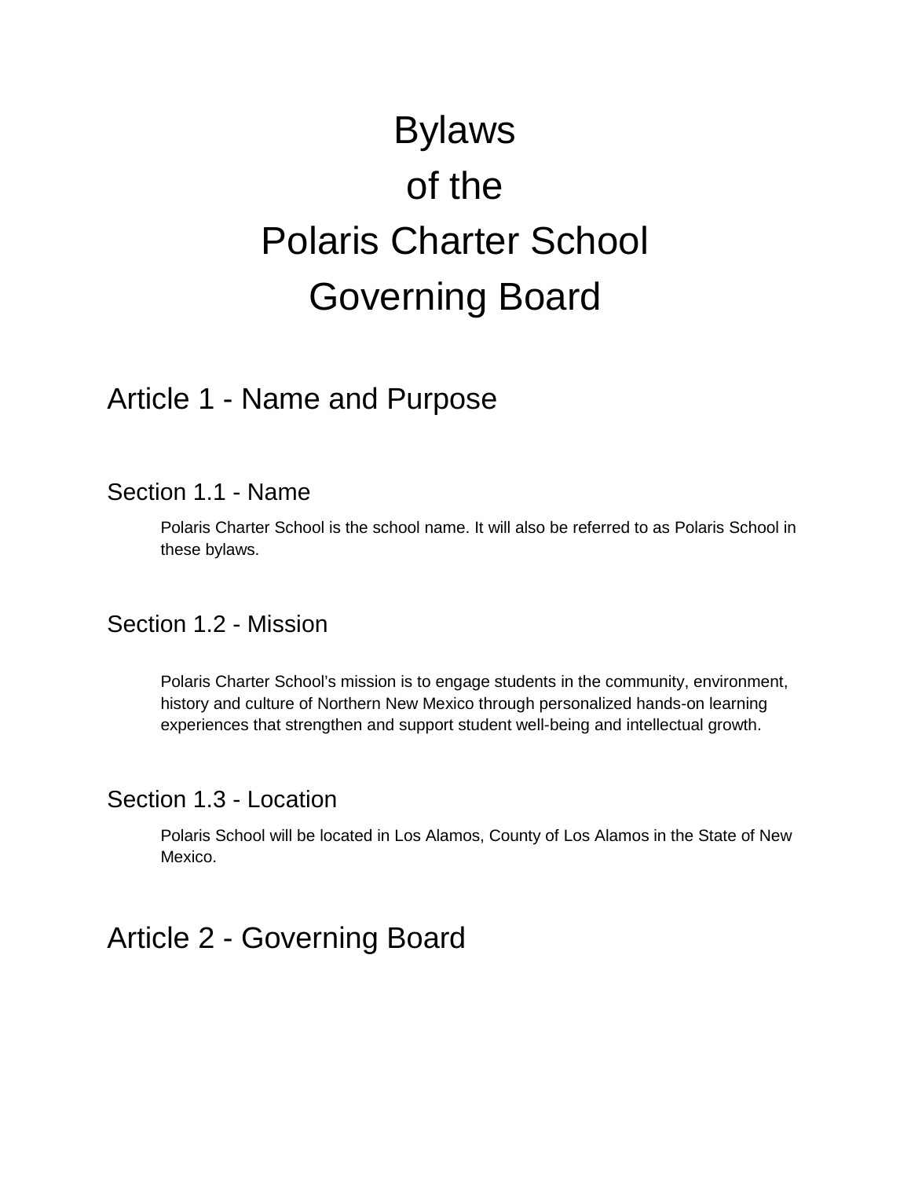# Bylaws of the Polaris Charter School Governing Board

## Article 1 - Name and Purpose

### Section 1.1 - Name

Polaris Charter School is the school name. It will also be referred to as Polaris School in these bylaws.

### Section 1.2 - Mission

Polaris Charter School's mission is to engage students in the community, environment, history and culture of Northern New Mexico through personalized hands-on learning experiences that strengthen and support student well-being and intellectual growth.

### Section 1.3 - Location

Polaris School will be located in Los Alamos, County of Los Alamos in the State of New Mexico.

## Article 2 - Governing Board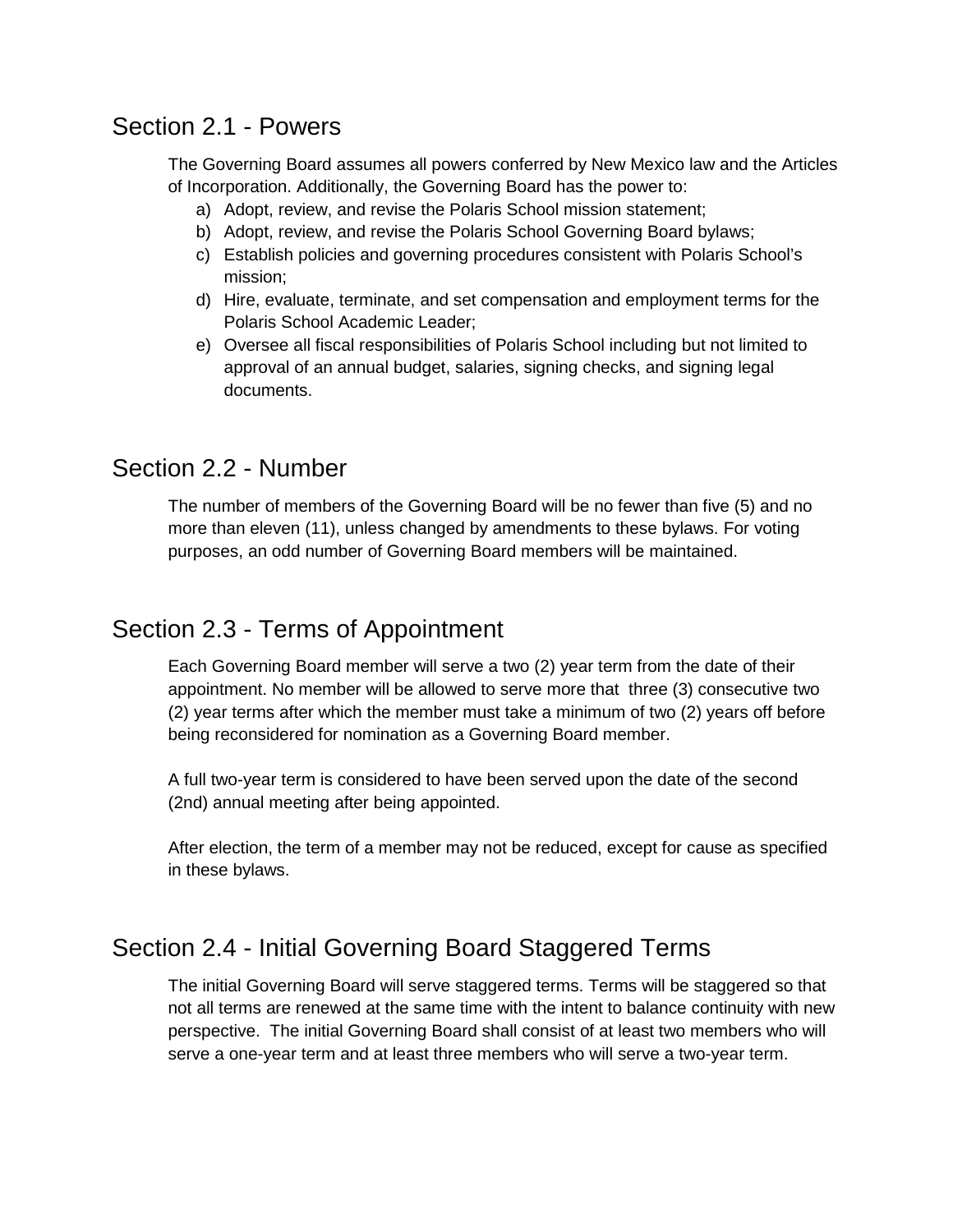## Section 2.1 - Powers

The Governing Board assumes all powers conferred by New Mexico law and the Articles of Incorporation. Additionally, the Governing Board has the power to:

a) Adopt, review, and revise the Polaris School mission statement;
b) Adopt, review, and revise the Polaris School Governing Board bylaws;
c) Establish policies and governing procedures consistent with Polaris School's mission;
d) Hire, evaluate, terminate, and set compensation and employment terms for the Polaris School Academic Leader;
e) Oversee all fiscal responsibilities of Polaris School including but not limited to approval of an annual budget, salaries, signing checks, and signing legal documents.

## Section 2.2 - Number

The number of members of the Governing Board will be no fewer than five (5) and no more than eleven (11), unless changed by amendments to these bylaws. For voting purposes, an odd number of Governing Board members will be maintained.

## Section 2.3 - Terms of Appointment

Each Governing Board member will serve a two (2) year term from the date of their appointment. No member will be allowed to serve more that three (3) consecutive two (2) year terms after which the member must take a minimum of two (2) years off before being reconsidered for nomination as a Governing Board member.

A full two-year term is considered to have been served upon the date of the second (2nd) annual meeting after being appointed.

After election, the term of a member may not be reduced, except for cause as specified in these bylaws.

## Section 2.4 - Initial Governing Board Staggered Terms

The initial Governing Board will serve staggered terms. Terms will be staggered so that not all terms are renewed at the same time with the intent to balance continuity with new perspective. The initial Governing Board shall consist of at least two members who will serve a one-year term and at least three members who will serve a two-year term.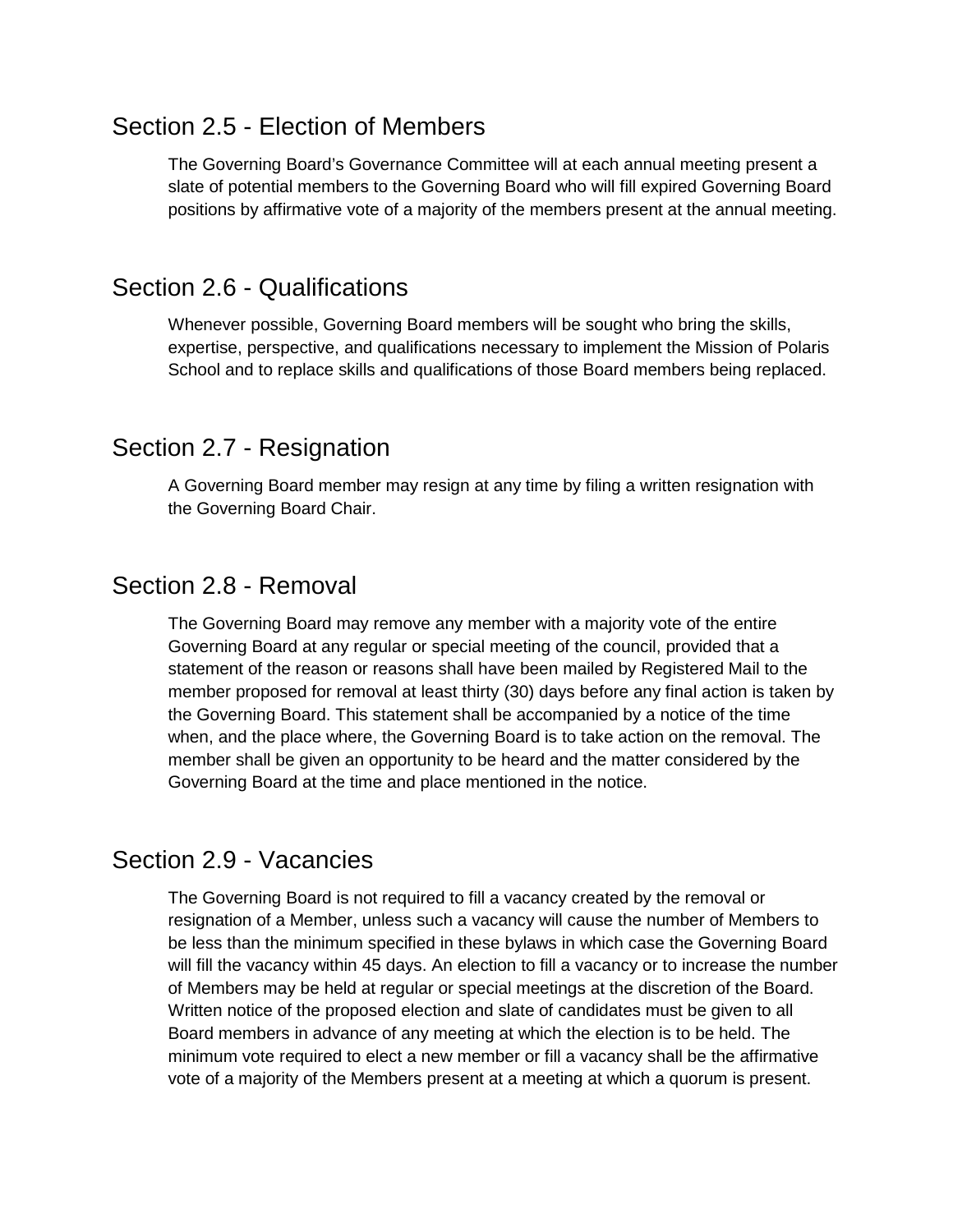## Section 2.5 - Election of Members

The Governing Board's Governance Committee will at each annual meeting present a slate of potential members to the Governing Board who will fill expired Governing Board positions by affirmative vote of a majority of the members present at the annual meeting.

## Section 2.6 - Qualifications

Whenever possible, Governing Board members will be sought who bring the skills, expertise, perspective, and qualifications necessary to implement the Mission of Polaris School and to replace skills and qualifications of those Board members being replaced.

## Section 2.7 - Resignation

A Governing Board member may resign at any time by filing a written resignation with the Governing Board Chair.

## Section 2.8 - Removal

The Governing Board may remove any member with a majority vote of the entire Governing Board at any regular or special meeting of the council, provided that a statement of the reason or reasons shall have been mailed by Registered Mail to the member proposed for removal at least thirty (30) days before any final action is taken by the Governing Board. This statement shall be accompanied by a notice of the time when, and the place where, the Governing Board is to take action on the removal. The member shall be given an opportunity to be heard and the matter considered by the Governing Board at the time and place mentioned in the notice.

## Section 2.9 - Vacancies

The Governing Board is not required to fill a vacancy created by the removal or resignation of a Member, unless such a vacancy will cause the number of Members to be less than the minimum specified in these bylaws in which case the Governing Board will fill the vacancy within 45 days. An election to fill a vacancy or to increase the number of Members may be held at regular or special meetings at the discretion of the Board. Written notice of the proposed election and slate of candidates must be given to all Board members in advance of any meeting at which the election is to be held. The minimum vote required to elect a new member or fill a vacancy shall be the affirmative vote of a majority of the Members present at a meeting at which a quorum is present.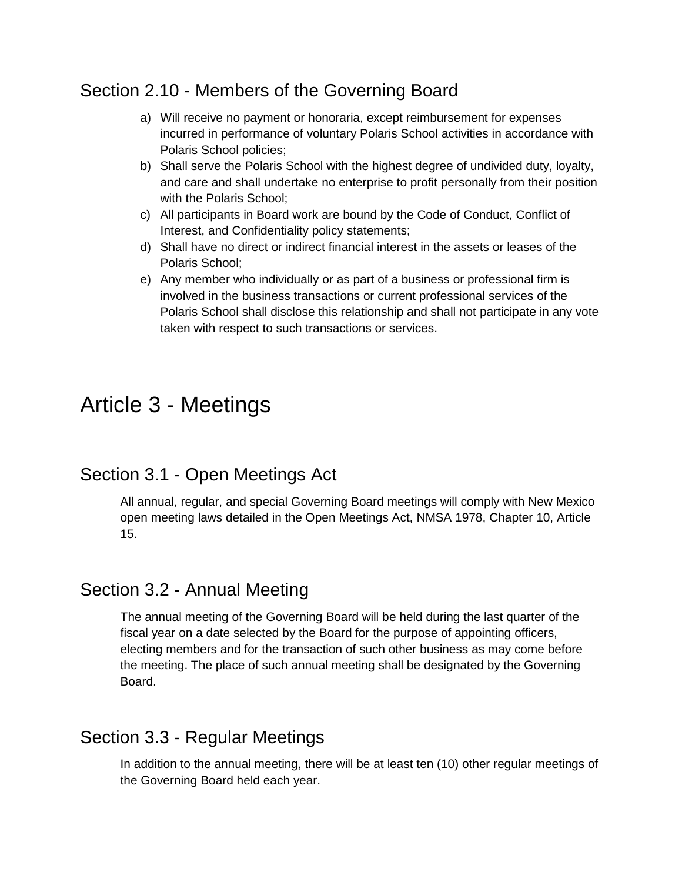## Section 2.10 - Members of the Governing Board

a) Will receive no payment or honoraria, except reimbursement for expenses incurred in performance of voluntary Polaris School activities in accordance with Polaris School policies;
b) Shall serve the Polaris School with the highest degree of undivided duty, loyalty, and care and shall undertake no enterprise to profit personally from their position with the Polaris School;
c) All participants in Board work are bound by the Code of Conduct, Conflict of Interest, and Confidentiality policy statements;
d) Shall have no direct or indirect financial interest in the assets or leases of the Polaris School;
e) Any member who individually or as part of a business or professional firm is involved in the business transactions or current professional services of the Polaris School shall disclose this relationship and shall not participate in any vote taken with respect to such transactions or services.

# Article 3 - Meetings

## Section 3.1 - Open Meetings Act

All annual, regular, and special Governing Board meetings will comply with New Mexico open meeting laws detailed in the Open Meetings Act, NMSA 1978, Chapter 10, Article 15.

## Section 3.2 - Annual Meeting

The annual meeting of the Governing Board will be held during the last quarter of the fiscal year on a date selected by the Board for the purpose of appointing officers, electing members and for the transaction of such other business as may come before the meeting. The place of such annual meeting shall be designated by the Governing Board.

## Section 3.3 - Regular Meetings

In addition to the annual meeting, there will be at least ten (10) other regular meetings of the Governing Board held each year.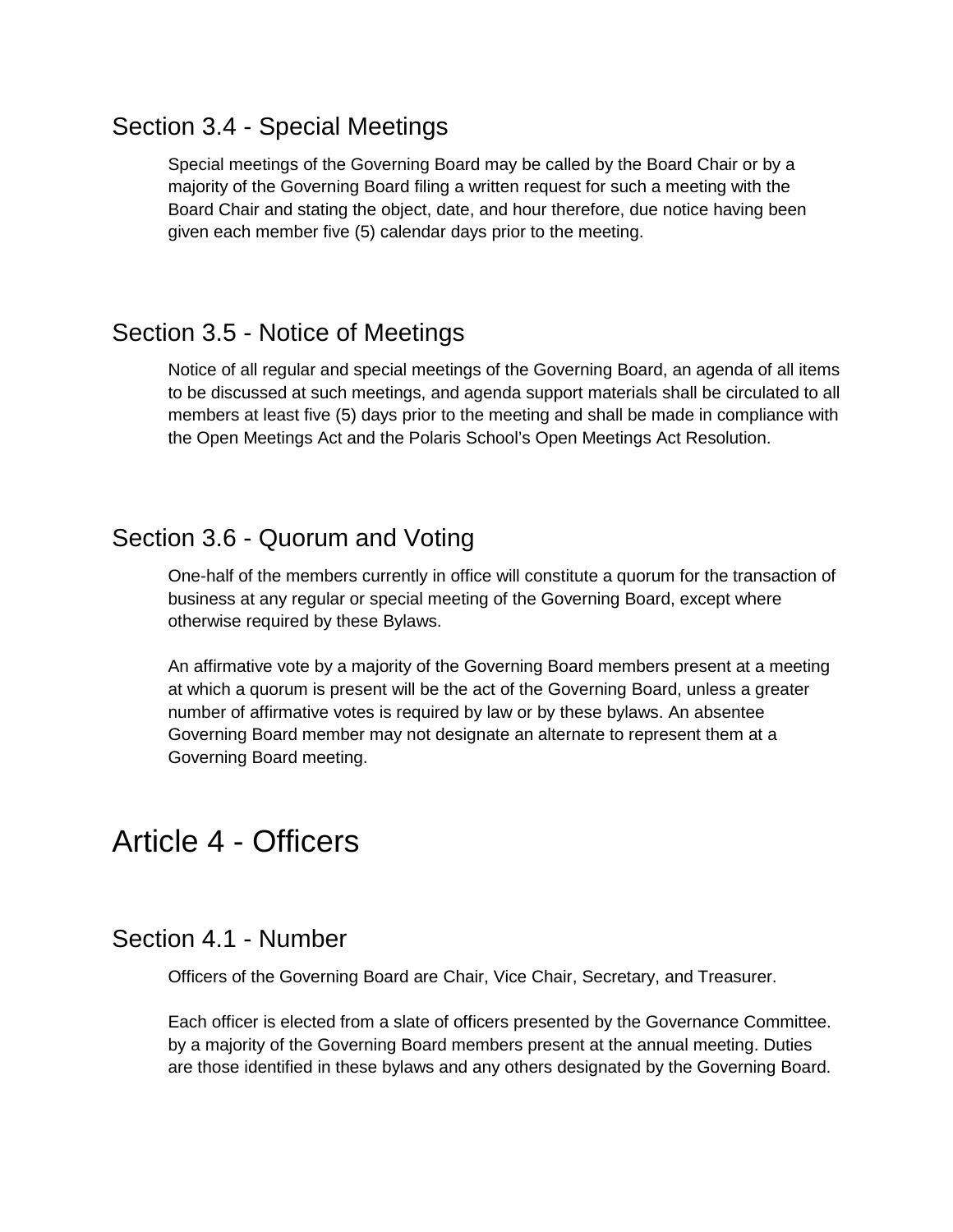## Section 3.4 - Special Meetings

Special meetings of the Governing Board may be called by the Board Chair or by a majority of the Governing Board filing a written request for such a meeting with the Board Chair and stating the object, date, and hour therefore, due notice having been given each member five (5) calendar days prior to the meeting.

## Section 3.5 - Notice of Meetings

Notice of all regular and special meetings of the Governing Board, an agenda of all items to be discussed at such meetings, and agenda support materials shall be circulated to all members at least five (5) days prior to the meeting and shall be made in compliance with the Open Meetings Act and the Polaris School's Open Meetings Act Resolution.

## Section 3.6 - Quorum and Voting

One-half of the members currently in office will constitute a quorum for the transaction of business at any regular or special meeting of the Governing Board, except where otherwise required by these Bylaws.

An affirmative vote by a majority of the Governing Board members present at a meeting at which a quorum is present will be the act of the Governing Board, unless a greater number of affirmative votes is required by law or by these bylaws. An absentee Governing Board member may not designate an alternate to represent them at a Governing Board meeting.

# Article 4 - Officers

## Section 4.1 - Number

Officers of the Governing Board are Chair, Vice Chair, Secretary, and Treasurer.

Each officer is elected from a slate of officers presented by the Governance Committee. by a majority of the Governing Board members present at the annual meeting. Duties are those identified in these bylaws and any others designated by the Governing Board.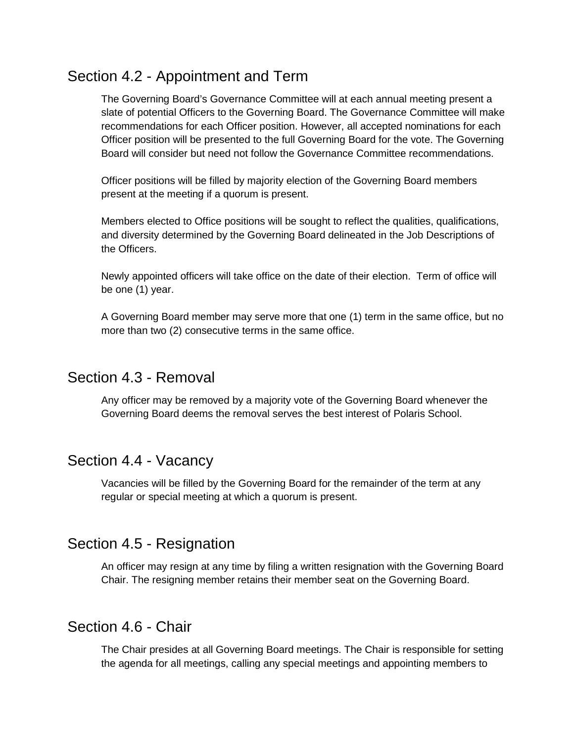## Section 4.2 - Appointment and Term

The Governing Board's Governance Committee will at each annual meeting present a slate of potential Officers to the Governing Board. The Governance Committee will make recommendations for each Officer position. However, all accepted nominations for each Officer position will be presented to the full Governing Board for the vote. The Governing Board will consider but need not follow the Governance Committee recommendations.

Officer positions will be filled by majority election of the Governing Board members present at the meeting if a quorum is present.

Members elected to Office positions will be sought to reflect the qualities, qualifications, and diversity determined by the Governing Board delineated in the Job Descriptions of the Officers.

Newly appointed officers will take office on the date of their election.  Term of office will be one (1) year.

A Governing Board member may serve more that one (1) term in the same office, but no more than two (2) consecutive terms in the same office.

## Section 4.3 - Removal

Any officer may be removed by a majority vote of the Governing Board whenever the Governing Board deems the removal serves the best interest of Polaris School.

## Section 4.4 - Vacancy

Vacancies will be filled by the Governing Board for the remainder of the term at any regular or special meeting at which a quorum is present.

## Section 4.5 - Resignation

An officer may resign at any time by filing a written resignation with the Governing Board Chair. The resigning member retains their member seat on the Governing Board.

## Section 4.6 - Chair

The Chair presides at all Governing Board meetings. The Chair is responsible for setting the agenda for all meetings, calling any special meetings and appointing members to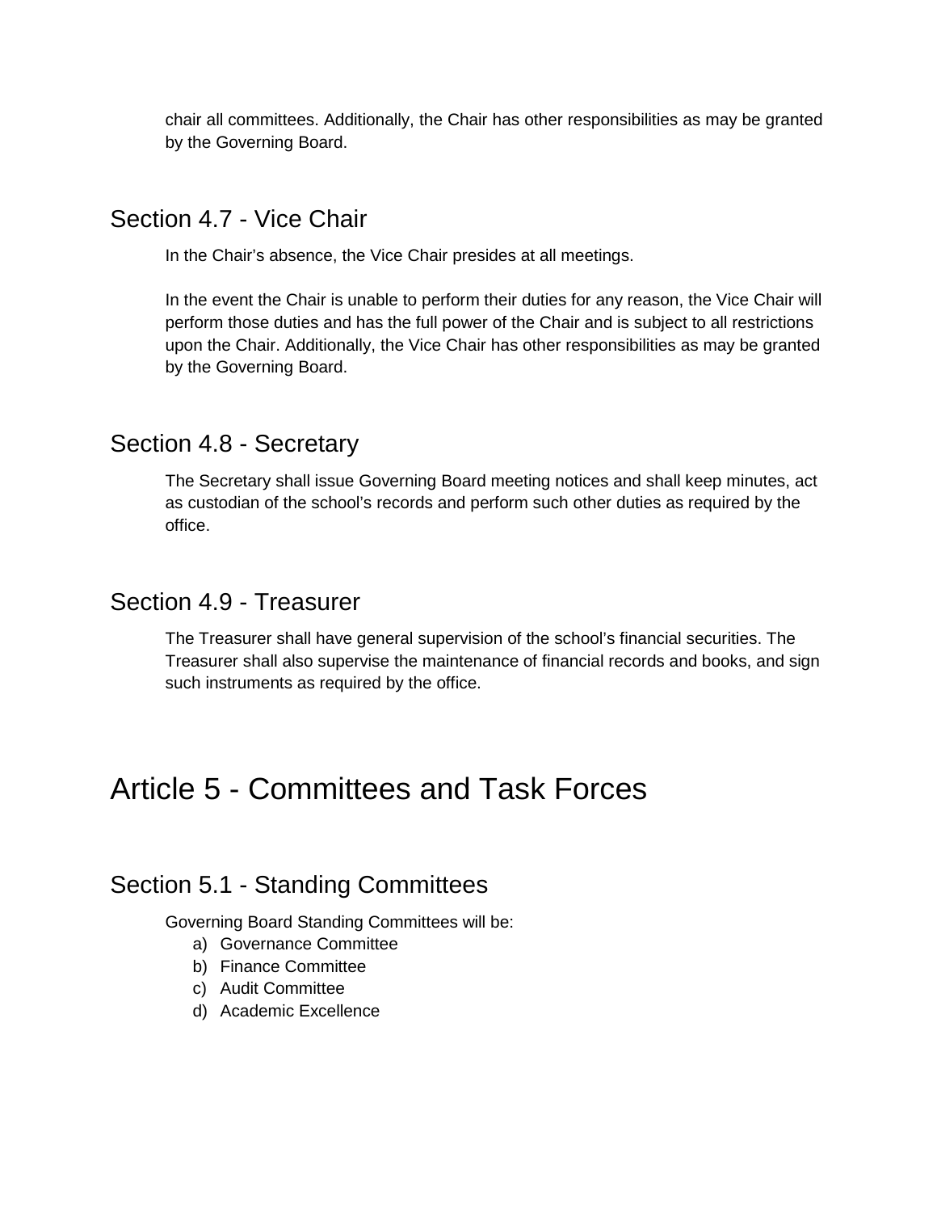chair all committees. Additionally, the Chair has other responsibilities as may be granted by the Governing Board.

## Section 4.7 - Vice Chair

In the Chair's absence, the Vice Chair presides at all meetings.

In the event the Chair is unable to perform their duties for any reason, the Vice Chair will perform those duties and has the full power of the Chair and is subject to all restrictions upon the Chair. Additionally, the Vice Chair has other responsibilities as may be granted by the Governing Board.

## Section 4.8 - Secretary

The Secretary shall issue Governing Board meeting notices and shall keep minutes, act as custodian of the school's records and perform such other duties as required by the office.

## Section 4.9 - Treasurer

The Treasurer shall have general supervision of the school's financial securities. The Treasurer shall also supervise the maintenance of financial records and books, and sign such instruments as required by the office.

# Article 5 - Committees and Task Forces

## Section 5.1 - Standing Committees

Governing Board Standing Committees will be:

a) Governance Committee
b) Finance Committee
c) Audit Committee
d) Academic Excellence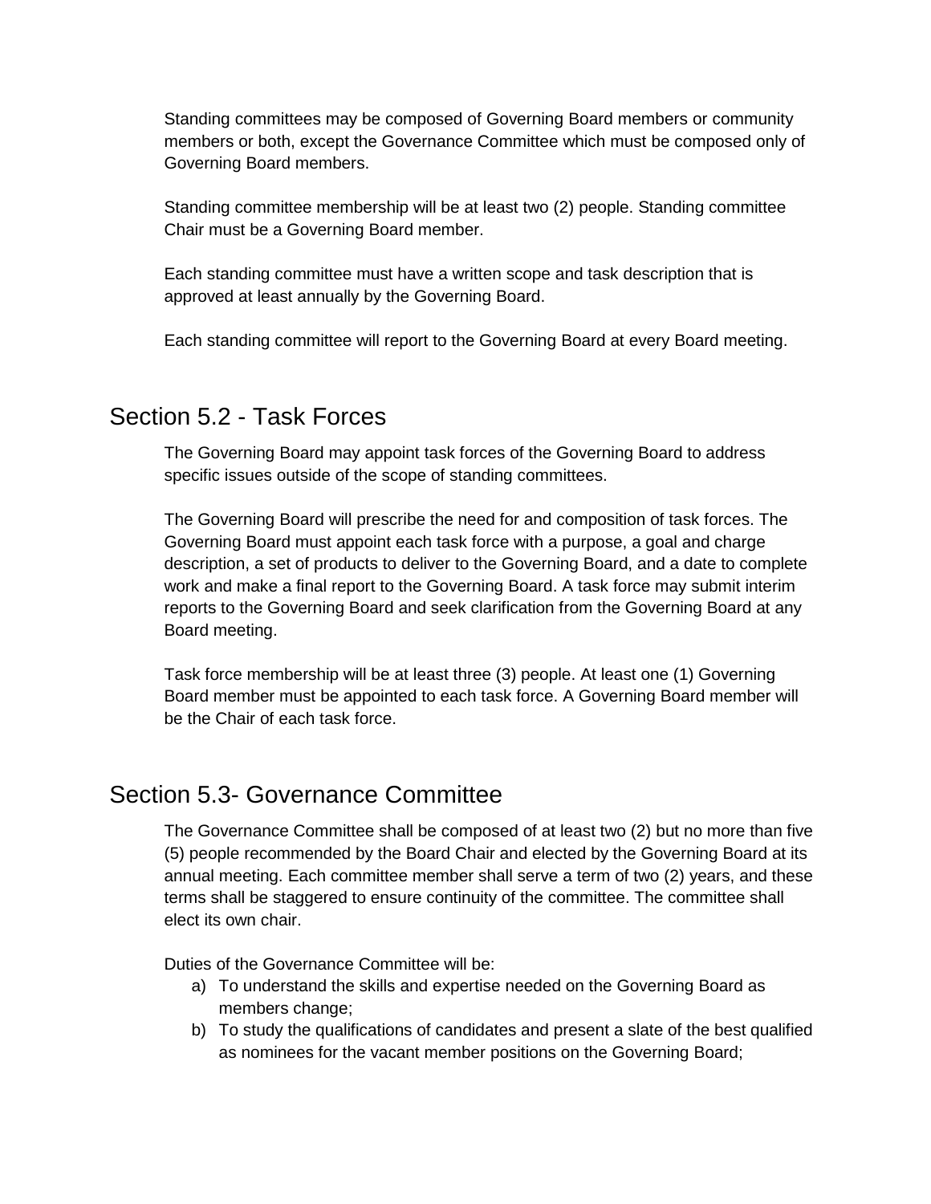Standing committees may be composed of Governing Board members or community members or both, except the Governance Committee which must be composed only of Governing Board members.

Standing committee membership will be at least two (2) people. Standing committee Chair must be a Governing Board member.

Each standing committee must have a written scope and task description that is approved at least annually by the Governing Board.

Each standing committee will report to the Governing Board at every Board meeting.

## Section 5.2 - Task Forces

The Governing Board may appoint task forces of the Governing Board to address specific issues outside of the scope of standing committees.

The Governing Board will prescribe the need for and composition of task forces. The Governing Board must appoint each task force with a purpose, a goal and charge description, a set of products to deliver to the Governing Board, and a date to complete work and make a final report to the Governing Board. A task force may submit interim reports to the Governing Board and seek clarification from the Governing Board at any Board meeting.

Task force membership will be at least three (3) people. At least one (1) Governing Board member must be appointed to each task force. A Governing Board member will be the Chair of each task force.

## Section 5.3- Governance Committee

The Governance Committee shall be composed of at least two (2) but no more than five (5) people recommended by the Board Chair and elected by the Governing Board at its annual meeting. Each committee member shall serve a term of two (2) years, and these terms shall be staggered to ensure continuity of the committee. The committee shall elect its own chair.

Duties of the Governance Committee will be:

a) To understand the skills and expertise needed on the Governing Board as members change;
b) To study the qualifications of candidates and present a slate of the best qualified as nominees for the vacant member positions on the Governing Board;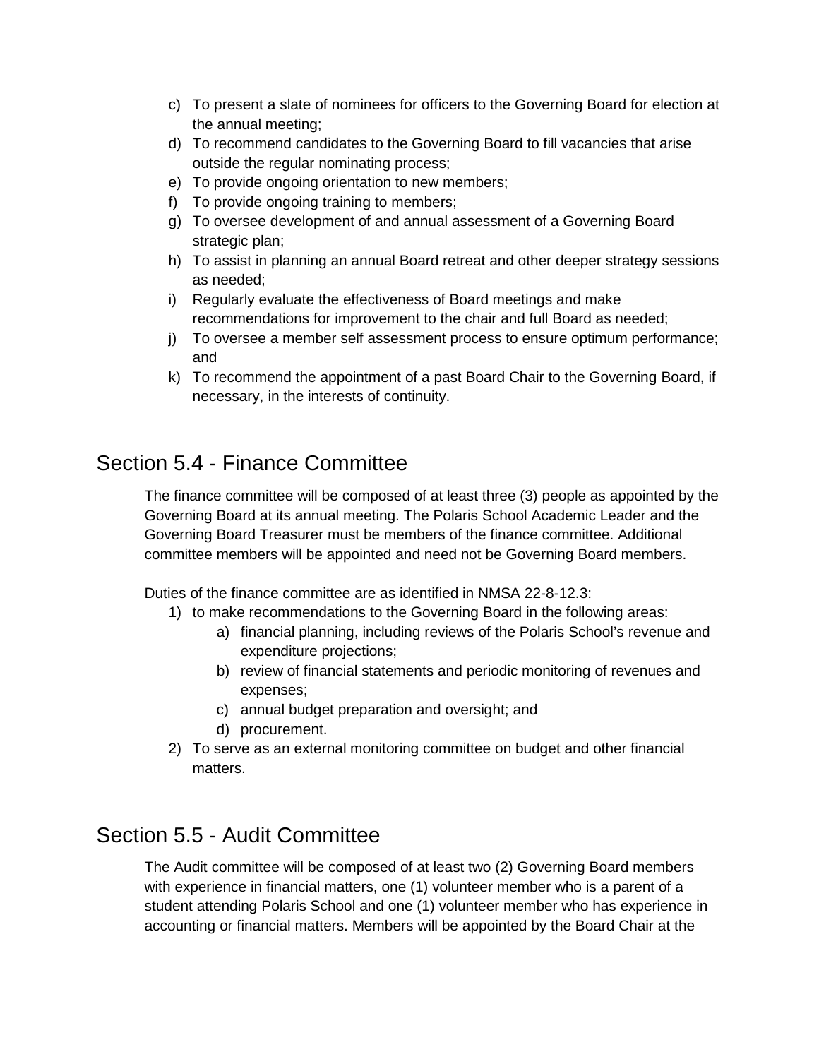c) To present a slate of nominees for officers to the Governing Board for election at the annual meeting;
d) To recommend candidates to the Governing Board to fill vacancies that arise outside the regular nominating process;
e) To provide ongoing orientation to new members;
f) To provide ongoing training to members;
g) To oversee development of and annual assessment of a Governing Board strategic plan;
h) To assist in planning an annual Board retreat and other deeper strategy sessions as needed;
i) Regularly evaluate the effectiveness of Board meetings and make recommendations for improvement to the chair and full Board as needed;
j) To oversee a member self assessment process to ensure optimum performance; and
k) To recommend the appointment of a past Board Chair to the Governing Board, if necessary, in the interests of continuity.

## Section 5.4 - Finance Committee

The finance committee will be composed of at least three (3) people as appointed by the Governing Board at its annual meeting. The Polaris School Academic Leader and the Governing Board Treasurer must be members of the finance committee. Additional committee members will be appointed and need not be Governing Board members.

Duties of the finance committee are as identified in NMSA 22-8-12.3:

1) to make recommendations to the Governing Board in the following areas:
    a) financial planning, including reviews of the Polaris School's revenue and expenditure projections;
    b) review of financial statements and periodic monitoring of revenues and expenses;
    c) annual budget preparation and oversight; and
    d) procurement.
2) To serve as an external monitoring committee on budget and other financial matters.

## Section 5.5 - Audit Committee

The Audit committee will be composed of at least two (2) Governing Board members with experience in financial matters, one (1) volunteer member who is a parent of a student attending Polaris School and one (1) volunteer member who has experience in accounting or financial matters. Members will be appointed by the Board Chair at the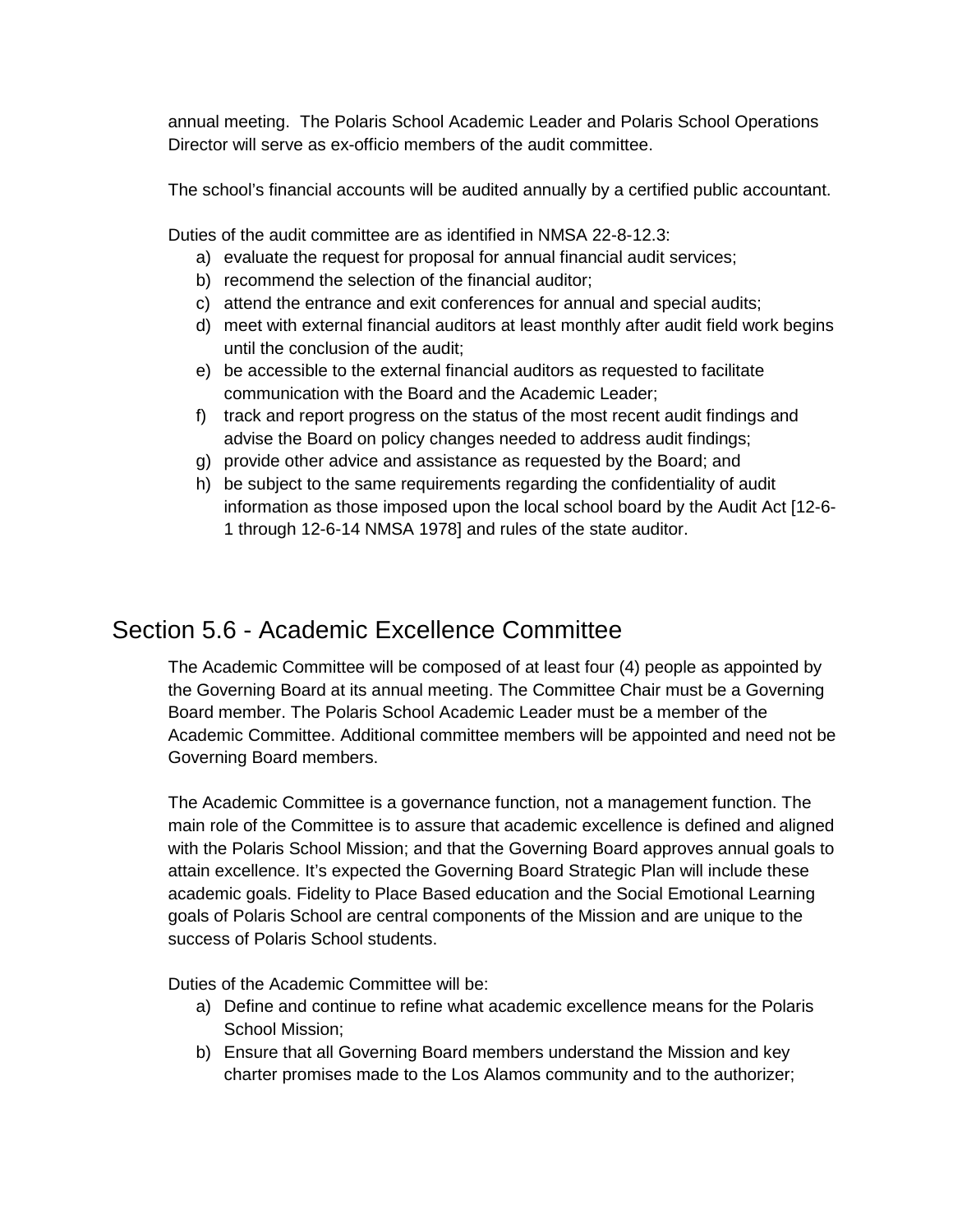annual meeting. The Polaris School Academic Leader and Polaris School Operations Director will serve as ex-officio members of the audit committee.

The school's financial accounts will be audited annually by a certified public accountant.

Duties of the audit committee are as identified in NMSA 22-8-12.3:

a) evaluate the request for proposal for annual financial audit services;
b) recommend the selection of the financial auditor;
c) attend the entrance and exit conferences for annual and special audits;
d) meet with external financial auditors at least monthly after audit field work begins until the conclusion of the audit;
e) be accessible to the external financial auditors as requested to facilitate communication with the Board and the Academic Leader;
f) track and report progress on the status of the most recent audit findings and advise the Board on policy changes needed to address audit findings;
g) provide other advice and assistance as requested by the Board; and
h) be subject to the same requirements regarding the confidentiality of audit information as those imposed upon the local school board by the Audit Act [12-6-1 through 12-6-14 NMSA 1978] and rules of the state auditor.

## Section 5.6 - Academic Excellence Committee

The Academic Committee will be composed of at least four (4) people as appointed by the Governing Board at its annual meeting. The Committee Chair must be a Governing Board member. The Polaris School Academic Leader must be a member of the Academic Committee. Additional committee members will be appointed and need not be Governing Board members.

The Academic Committee is a governance function, not a management function. The main role of the Committee is to assure that academic excellence is defined and aligned with the Polaris School Mission; and that the Governing Board approves annual goals to attain excellence. It's expected the Governing Board Strategic Plan will include these academic goals. Fidelity to Place Based education and the Social Emotional Learning goals of Polaris School are central components of the Mission and are unique to the success of Polaris School students.

Duties of the Academic Committee will be:

a) Define and continue to refine what academic excellence means for the Polaris School Mission;
b) Ensure that all Governing Board members understand the Mission and key charter promises made to the Los Alamos community and to the authorizer;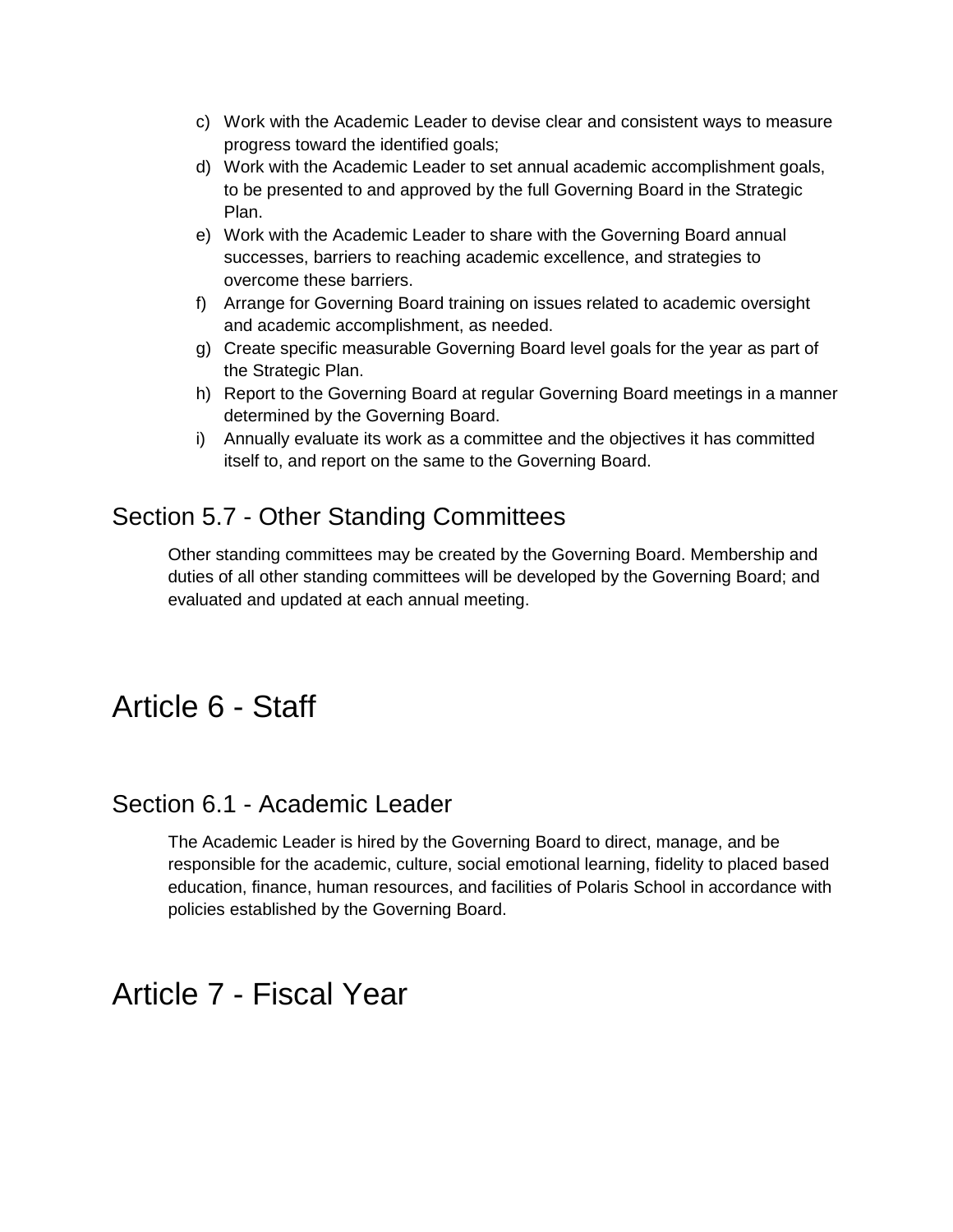c) Work with the Academic Leader to devise clear and consistent ways to measure progress toward the identified goals;
d) Work with the Academic Leader to set annual academic accomplishment goals, to be presented to and approved by the full Governing Board in the Strategic Plan.
e) Work with the Academic Leader to share with the Governing Board annual successes, barriers to reaching academic excellence, and strategies to overcome these barriers.
f) Arrange for Governing Board training on issues related to academic oversight and academic accomplishment, as needed.
g) Create specific measurable Governing Board level goals for the year as part of the Strategic Plan.
h) Report to the Governing Board at regular Governing Board meetings in a manner determined by the Governing Board.
i) Annually evaluate its work as a committee and the objectives it has committed itself to, and report on the same to the Governing Board.

## Section 5.7 - Other Standing Committees

Other standing committees may be created by the Governing Board. Membership and duties of all other standing committees will be developed by the Governing Board; and evaluated and updated at each annual meeting.

# Article 6 - Staff

## Section 6.1 - Academic Leader

The Academic Leader is hired by the Governing Board to direct, manage, and be responsible for the academic, culture, social emotional learning, fidelity to placed based education, finance, human resources, and facilities of Polaris School in accordance with policies established by the Governing Board.

# Article 7 - Fiscal Year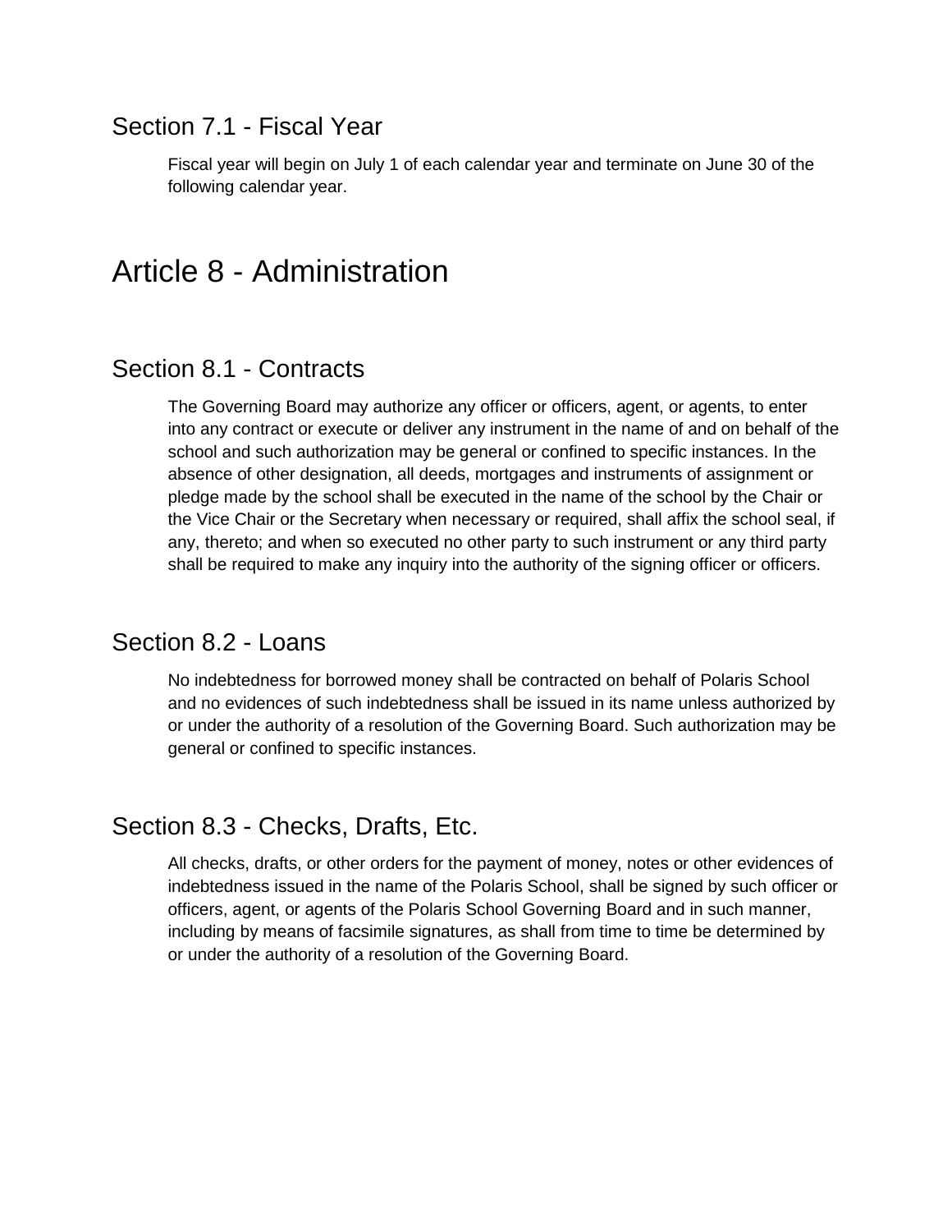## Section 7.1 - Fiscal Year

Fiscal year will begin on July 1 of each calendar year and terminate on June 30 of the following calendar year.

# Article 8 - Administration

## Section 8.1 - Contracts

The Governing Board may authorize any officer or officers, agent, or agents, to enter into any contract or execute or deliver any instrument in the name of and on behalf of the school and such authorization may be general or confined to specific instances. In the absence of other designation, all deeds, mortgages and instruments of assignment or pledge made by the school shall be executed in the name of the school by the Chair or the Vice Chair or the Secretary when necessary or required, shall affix the school seal, if any, thereto; and when so executed no other party to such instrument or any third party shall be required to make any inquiry into the authority of the signing officer or officers.

## Section 8.2 - Loans

No indebtedness for borrowed money shall be contracted on behalf of Polaris School and no evidences of such indebtedness shall be issued in its name unless authorized by or under the authority of a resolution of the Governing Board. Such authorization may be general or confined to specific instances.

## Section 8.3 - Checks, Drafts, Etc.

All checks, drafts, or other orders for the payment of money, notes or other evidences of indebtedness issued in the name of the Polaris School, shall be signed by such officer or officers, agent, or agents of the Polaris School Governing Board and in such manner, including by means of facsimile signatures, as shall from time to time be determined by or under the authority of a resolution of the Governing Board.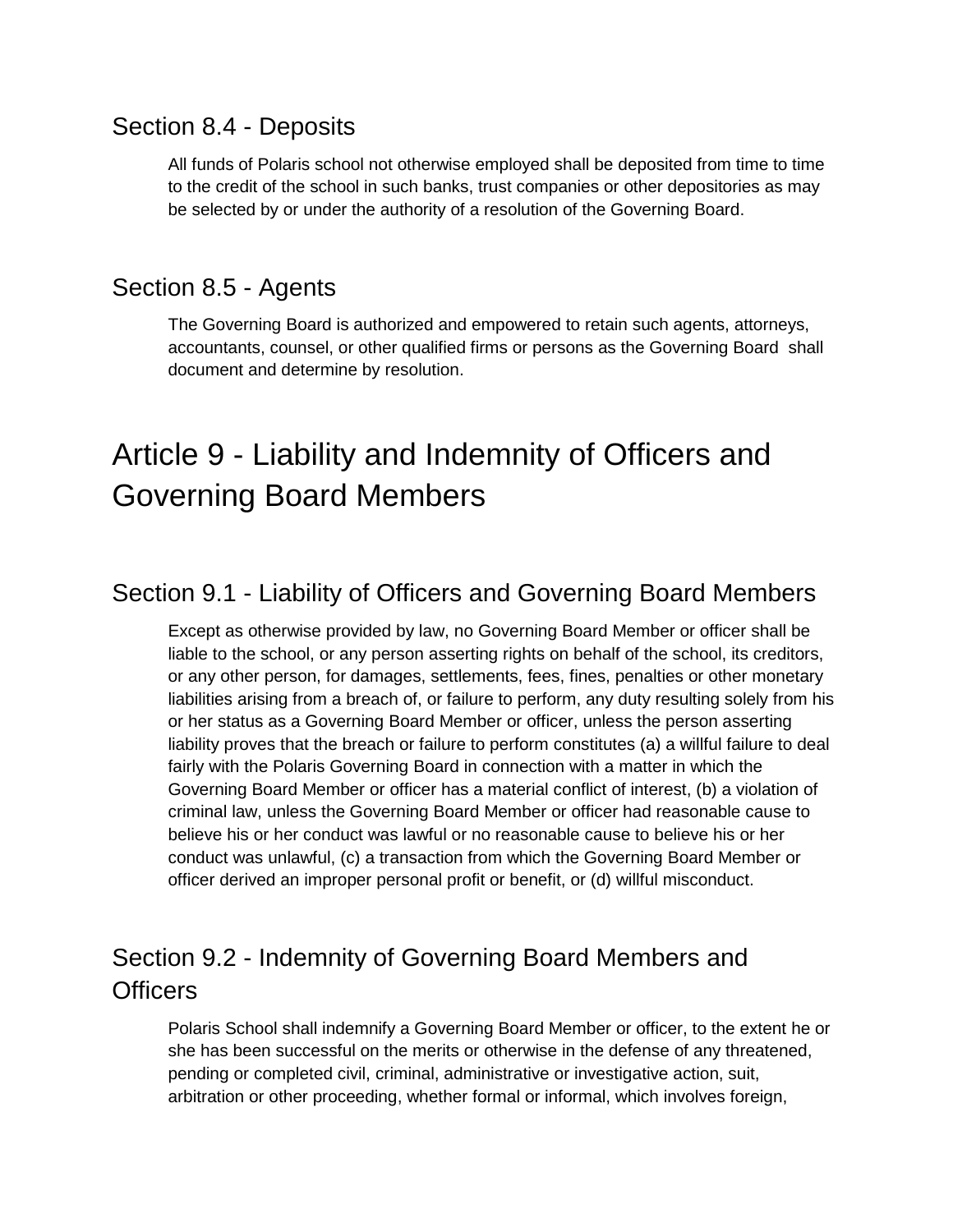## Section 8.4 - Deposits

All funds of Polaris school not otherwise employed shall be deposited from time to time to the credit of the school in such banks, trust companies or other depositories as may be selected by or under the authority of a resolution of the Governing Board.

## Section 8.5 - Agents

The Governing Board is authorized and empowered to retain such agents, attorneys, accountants, counsel, or other qualified firms or persons as the Governing Board shall document and determine by resolution.

# Article 9 - Liability and Indemnity of Officers and Governing Board Members

## Section 9.1 - Liability of Officers and Governing Board Members

Except as otherwise provided by law, no Governing Board Member or officer shall be liable to the school, or any person asserting rights on behalf of the school, its creditors, or any other person, for damages, settlements, fees, fines, penalties or other monetary liabilities arising from a breach of, or failure to perform, any duty resulting solely from his or her status as a Governing Board Member or officer, unless the person asserting liability proves that the breach or failure to perform constitutes (a) a willful failure to deal fairly with the Polaris Governing Board in connection with a matter in which the Governing Board Member or officer has a material conflict of interest, (b) a violation of criminal law, unless the Governing Board Member or officer had reasonable cause to believe his or her conduct was lawful or no reasonable cause to believe his or her conduct was unlawful, (c) a transaction from which the Governing Board Member or officer derived an improper personal profit or benefit, or (d) willful misconduct.

## Section 9.2 - Indemnity of Governing Board Members and Officers

Polaris School shall indemnify a Governing Board Member or officer, to the extent he or she has been successful on the merits or otherwise in the defense of any threatened, pending or completed civil, criminal, administrative or investigative action, suit, arbitration or other proceeding, whether formal or informal, which involves foreign,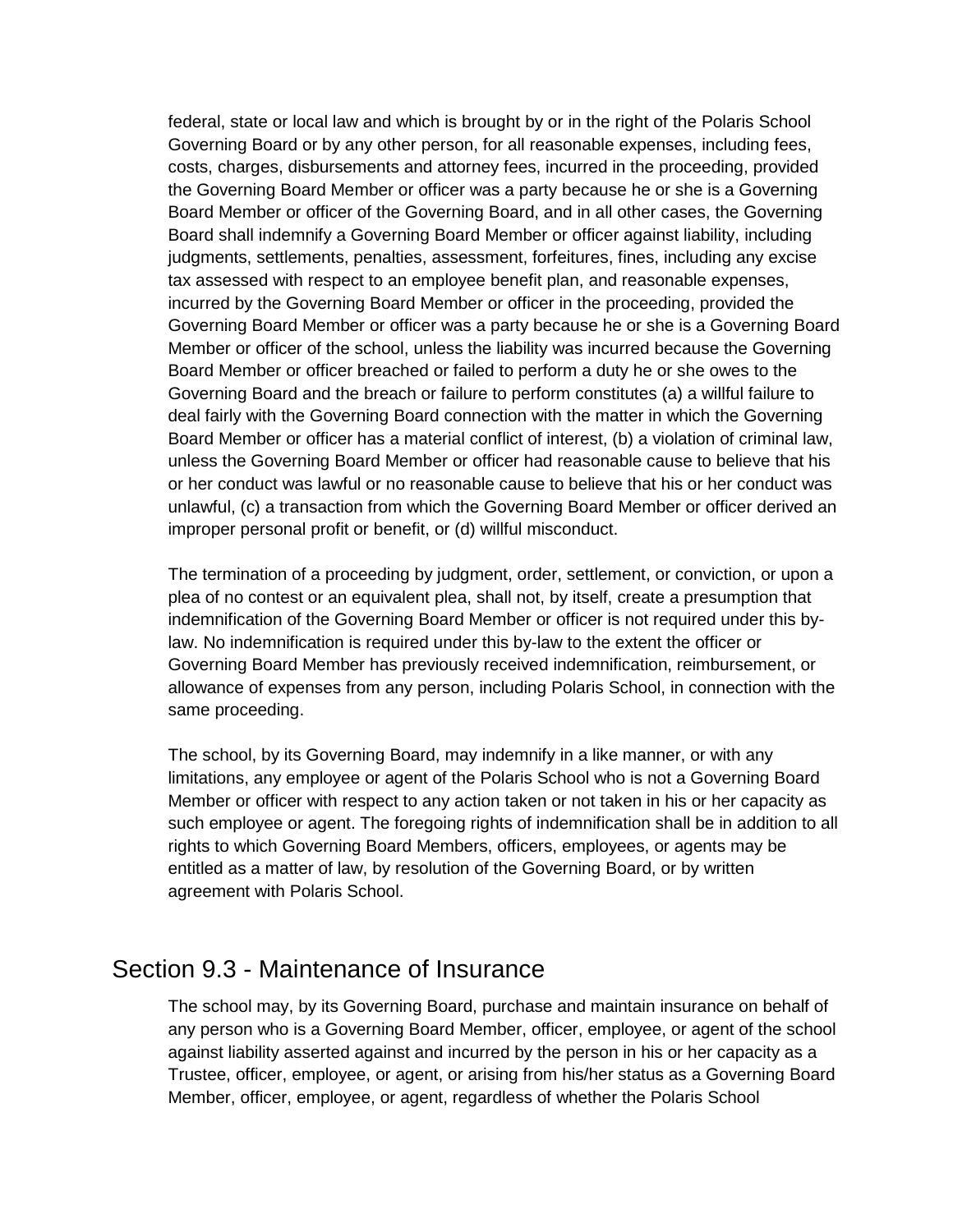federal, state or local law and which is brought by or in the right of the Polaris School Governing Board or by any other person, for all reasonable expenses, including fees, costs, charges, disbursements and attorney fees, incurred in the proceeding, provided the Governing Board Member or officer was a party because he or she is a Governing Board Member or officer of the Governing Board, and in all other cases, the Governing Board shall indemnify a Governing Board Member or officer against liability, including judgments, settlements, penalties, assessment, forfeitures, fines, including any excise tax assessed with respect to an employee benefit plan, and reasonable expenses, incurred by the Governing Board Member or officer in the proceeding, provided the Governing Board Member or officer was a party because he or she is a Governing Board Member or officer of the school, unless the liability was incurred because the Governing Board Member or officer breached or failed to perform a duty he or she owes to the Governing Board and the breach or failure to perform constitutes (a) a willful failure to deal fairly with the Governing Board connection with the matter in which the Governing Board Member or officer has a material conflict of interest, (b) a violation of criminal law, unless the Governing Board Member or officer had reasonable cause to believe that his or her conduct was lawful or no reasonable cause to believe that his or her conduct was unlawful, (c) a transaction from which the Governing Board Member or officer derived an improper personal profit or benefit, or (d) willful misconduct.

The termination of a proceeding by judgment, order, settlement, or conviction, or upon a plea of no contest or an equivalent plea, shall not, by itself, create a presumption that indemnification of the Governing Board Member or officer is not required under this by-law. No indemnification is required under this by-law to the extent the officer or Governing Board Member has previously received indemnification, reimbursement, or allowance of expenses from any person, including Polaris School, in connection with the same proceeding.

The school, by its Governing Board, may indemnify in a like manner, or with any limitations, any employee or agent of the Polaris School who is not a Governing Board Member or officer with respect to any action taken or not taken in his or her capacity as such employee or agent. The foregoing rights of indemnification shall be in addition to all rights to which Governing Board Members, officers, employees, or agents may be entitled as a matter of law, by resolution of the Governing Board, or by written agreement with Polaris School.

## Section 9.3 - Maintenance of Insurance

The school may, by its Governing Board, purchase and maintain insurance on behalf of any person who is a Governing Board Member, officer, employee, or agent of the school against liability asserted against and incurred by the person in his or her capacity as a Trustee, officer, employee, or agent, or arising from his/her status as a Governing Board Member, officer, employee, or agent, regardless of whether the Polaris School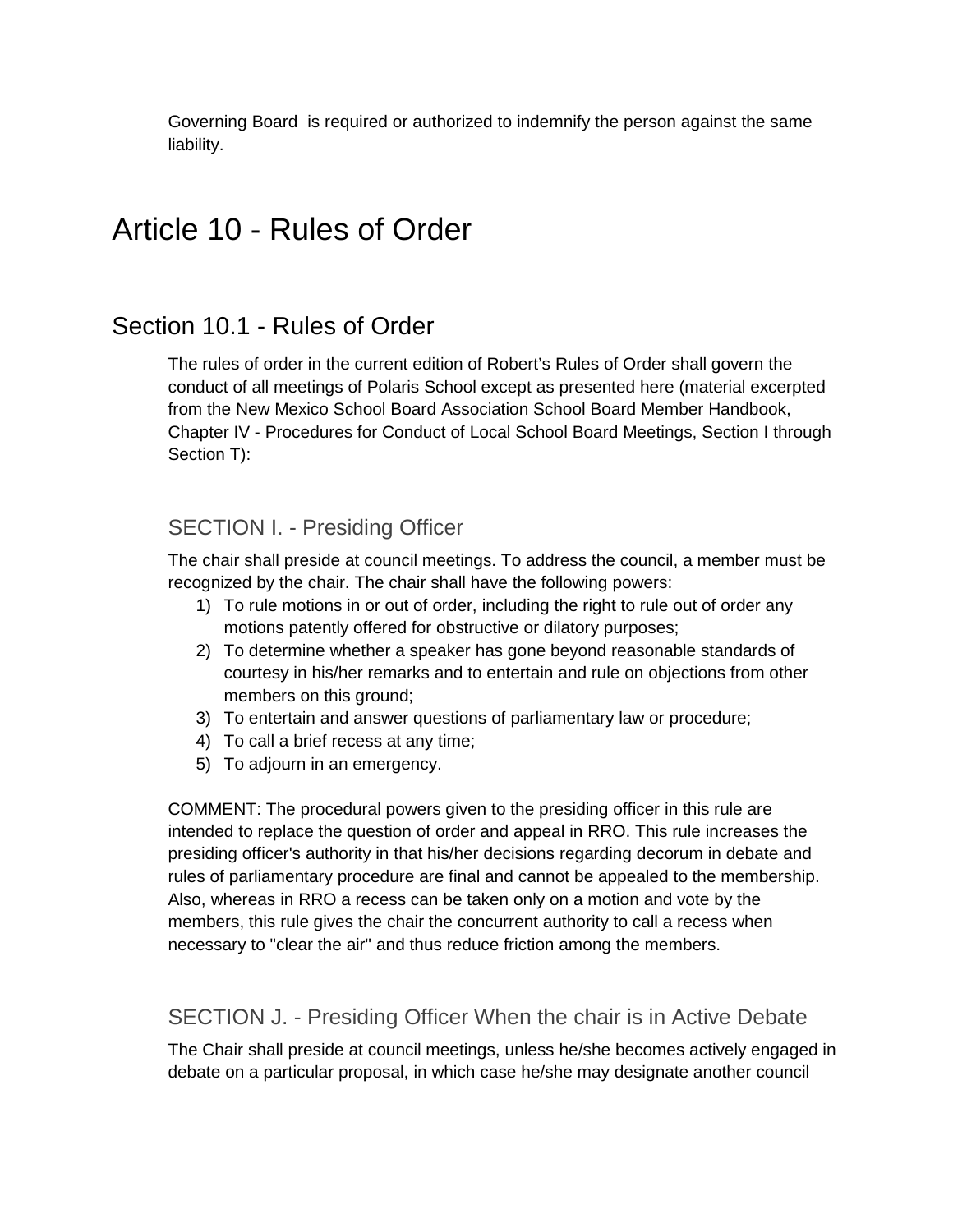Governing Board is required or authorized to indemnify the person against the same liability.

# Article 10 - Rules of Order

## Section 10.1 - Rules of Order

The rules of order in the current edition of Robert's Rules of Order shall govern the conduct of all meetings of Polaris School except as presented here (material excerpted from the New Mexico School Board Association School Board Member Handbook, Chapter IV - Procedures for Conduct of Local School Board Meetings, Section I through Section T):

### SECTION I. - Presiding Officer

The chair shall preside at council meetings. To address the council, a member must be recognized by the chair. The chair shall have the following powers:

1) To rule motions in or out of order, including the right to rule out of order any motions patently offered for obstructive or dilatory purposes;
2) To determine whether a speaker has gone beyond reasonable standards of courtesy in his/her remarks and to entertain and rule on objections from other members on this ground;
3) To entertain and answer questions of parliamentary law or procedure;
4) To call a brief recess at any time;
5) To adjourn in an emergency.

COMMENT: The procedural powers given to the presiding officer in this rule are intended to replace the question of order and appeal in RRO. This rule increases the presiding officer's authority in that his/her decisions regarding decorum in debate and rules of parliamentary procedure are final and cannot be appealed to the membership. Also, whereas in RRO a recess can be taken only on a motion and vote by the members, this rule gives the chair the concurrent authority to call a recess when necessary to "clear the air" and thus reduce friction among the members.

### SECTION J. - Presiding Officer When the chair is in Active Debate

The Chair shall preside at council meetings, unless he/she becomes actively engaged in debate on a particular proposal, in which case he/she may designate another council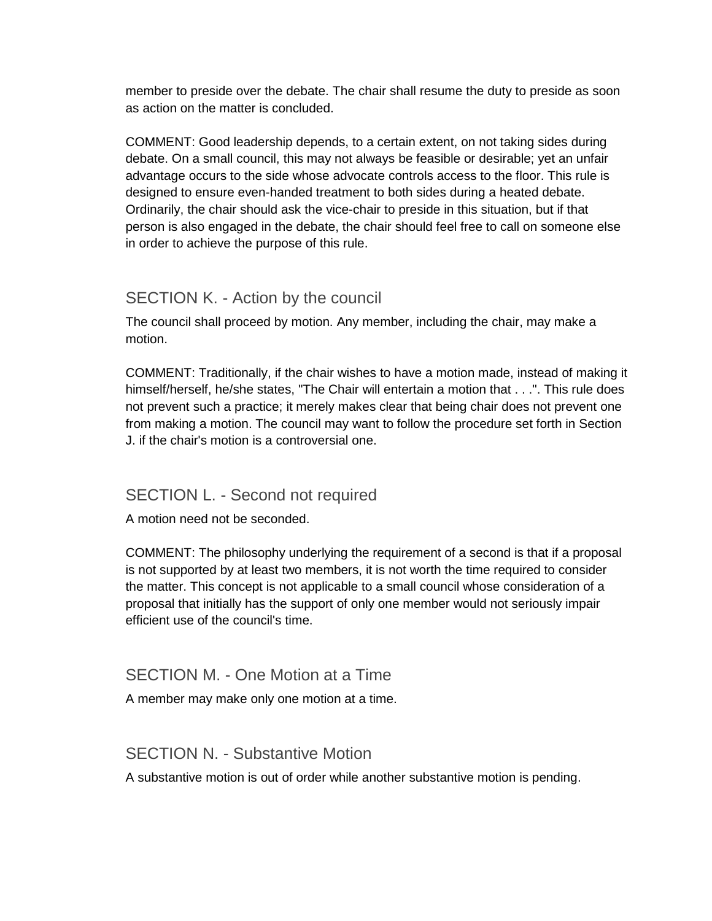member to preside over the debate. The chair shall resume the duty to preside as soon as action on the matter is concluded.

COMMENT: Good leadership depends, to a certain extent, on not taking sides during debate. On a small council, this may not always be feasible or desirable; yet an unfair advantage occurs to the side whose advocate controls access to the floor. This rule is designed to ensure even-handed treatment to both sides during a heated debate. Ordinarily, the chair should ask the vice-chair to preside in this situation, but if that person is also engaged in the debate, the chair should feel free to call on someone else in order to achieve the purpose of this rule.

## SECTION K. - Action by the council

The council shall proceed by motion. Any member, including the chair, may make a motion.

COMMENT: Traditionally, if the chair wishes to have a motion made, instead of making it himself/herself, he/she states, "The Chair will entertain a motion that . . .". This rule does not prevent such a practice; it merely makes clear that being chair does not prevent one from making a motion. The council may want to follow the procedure set forth in Section J. if the chair's motion is a controversial one.

## SECTION L. - Second not required

A motion need not be seconded.

COMMENT: The philosophy underlying the requirement of a second is that if a proposal is not supported by at least two members, it is not worth the time required to consider the matter. This concept is not applicable to a small council whose consideration of a proposal that initially has the support of only one member would not seriously impair efficient use of the council's time.

## SECTION M. - One Motion at a Time

A member may make only one motion at a time.

## SECTION N. - Substantive Motion

A substantive motion is out of order while another substantive motion is pending.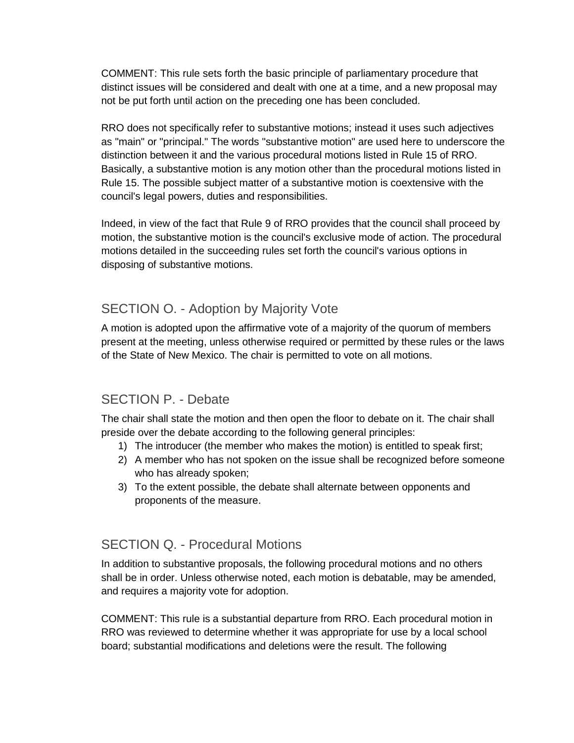COMMENT: This rule sets forth the basic principle of parliamentary procedure that distinct issues will be considered and dealt with one at a time, and a new proposal may not be put forth until action on the preceding one has been concluded.

RRO does not specifically refer to substantive motions; instead it uses such adjectives as "main" or "principal." The words "substantive motion" are used here to underscore the distinction between it and the various procedural motions listed in Rule 15 of RRO. Basically, a substantive motion is any motion other than the procedural motions listed in Rule 15. The possible subject matter of a substantive motion is coextensive with the council's legal powers, duties and responsibilities.

Indeed, in view of the fact that Rule 9 of RRO provides that the council shall proceed by motion, the substantive motion is the council's exclusive mode of action. The procedural motions detailed in the succeeding rules set forth the council's various options in disposing of substantive motions.

## SECTION O. - Adoption by Majority Vote

A motion is adopted upon the affirmative vote of a majority of the quorum of members present at the meeting, unless otherwise required or permitted by these rules or the laws of the State of New Mexico. The chair is permitted to vote on all motions.

## SECTION P. - Debate

The chair shall state the motion and then open the floor to debate on it. The chair shall preside over the debate according to the following general principles:

1) The introducer (the member who makes the motion) is entitled to speak first;
2) A member who has not spoken on the issue shall be recognized before someone who has already spoken;
3) To the extent possible, the debate shall alternate between opponents and proponents of the measure.

## SECTION Q. - Procedural Motions

In addition to substantive proposals, the following procedural motions and no others shall be in order. Unless otherwise noted, each motion is debatable, may be amended, and requires a majority vote for adoption.

COMMENT: This rule is a substantial departure from RRO. Each procedural motion in RRO was reviewed to determine whether it was appropriate for use by a local school board; substantial modifications and deletions were the result. The following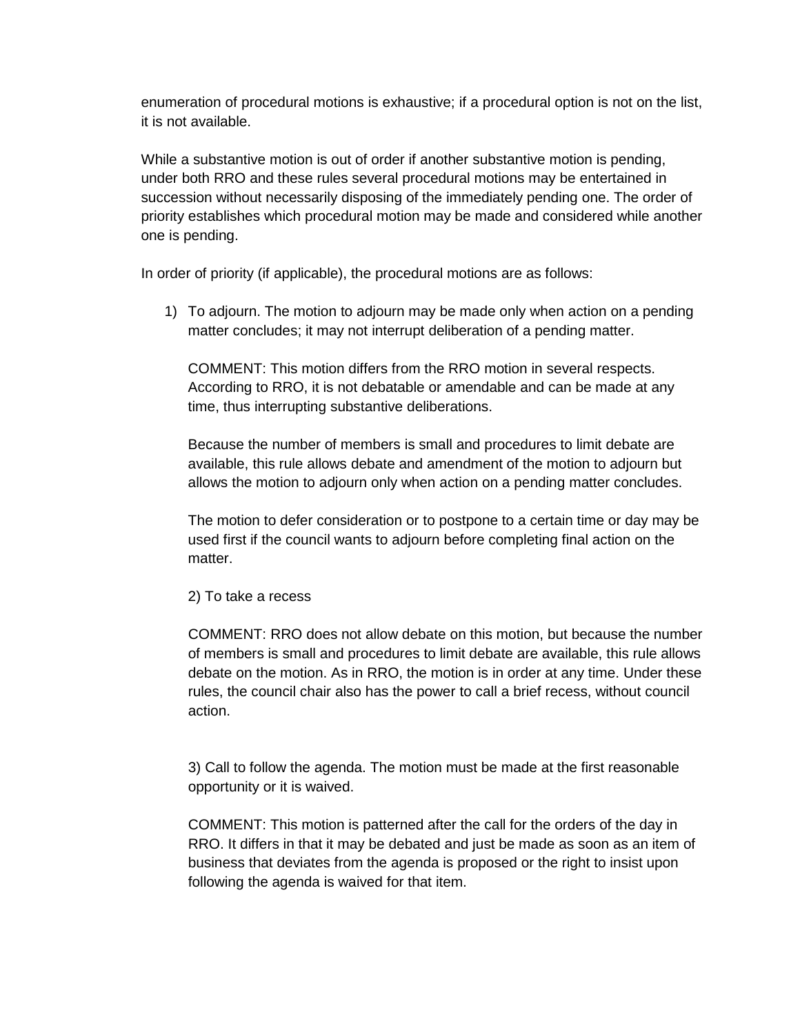enumeration of procedural motions is exhaustive; if a procedural option is not on the list, it is not available.

While a substantive motion is out of order if another substantive motion is pending, under both RRO and these rules several procedural motions may be entertained in succession without necessarily disposing of the immediately pending one. The order of priority establishes which procedural motion may be made and considered while another one is pending.

In order of priority (if applicable), the procedural motions are as follows:

1) To adjourn. The motion to adjourn may be made only when action on a pending matter concludes; it may not interrupt deliberation of a pending matter.

   COMMENT: This motion differs from the RRO motion in several respects. According to RRO, it is not debatable or amendable and can be made at any time, thus interrupting substantive deliberations.

   Because the number of members is small and procedures to limit debate are available, this rule allows debate and amendment of the motion to adjourn but allows the motion to adjourn only when action on a pending matter concludes.

   The motion to defer consideration or to postpone to a certain time or day may be used first if the council wants to adjourn before completing final action on the matter.

2) To take a recess

   COMMENT: RRO does not allow debate on this motion, but because the number of members is small and procedures to limit debate are available, this rule allows debate on the motion. As in RRO, the motion is in order at any time. Under these rules, the council chair also has the power to call a brief recess, without council action.

3) Call to follow the agenda. The motion must be made at the first reasonable opportunity or it is waived.

   COMMENT: This motion is patterned after the call for the orders of the day in RRO. It differs in that it may be debated and just be made as soon as an item of business that deviates from the agenda is proposed or the right to insist upon following the agenda is waived for that item.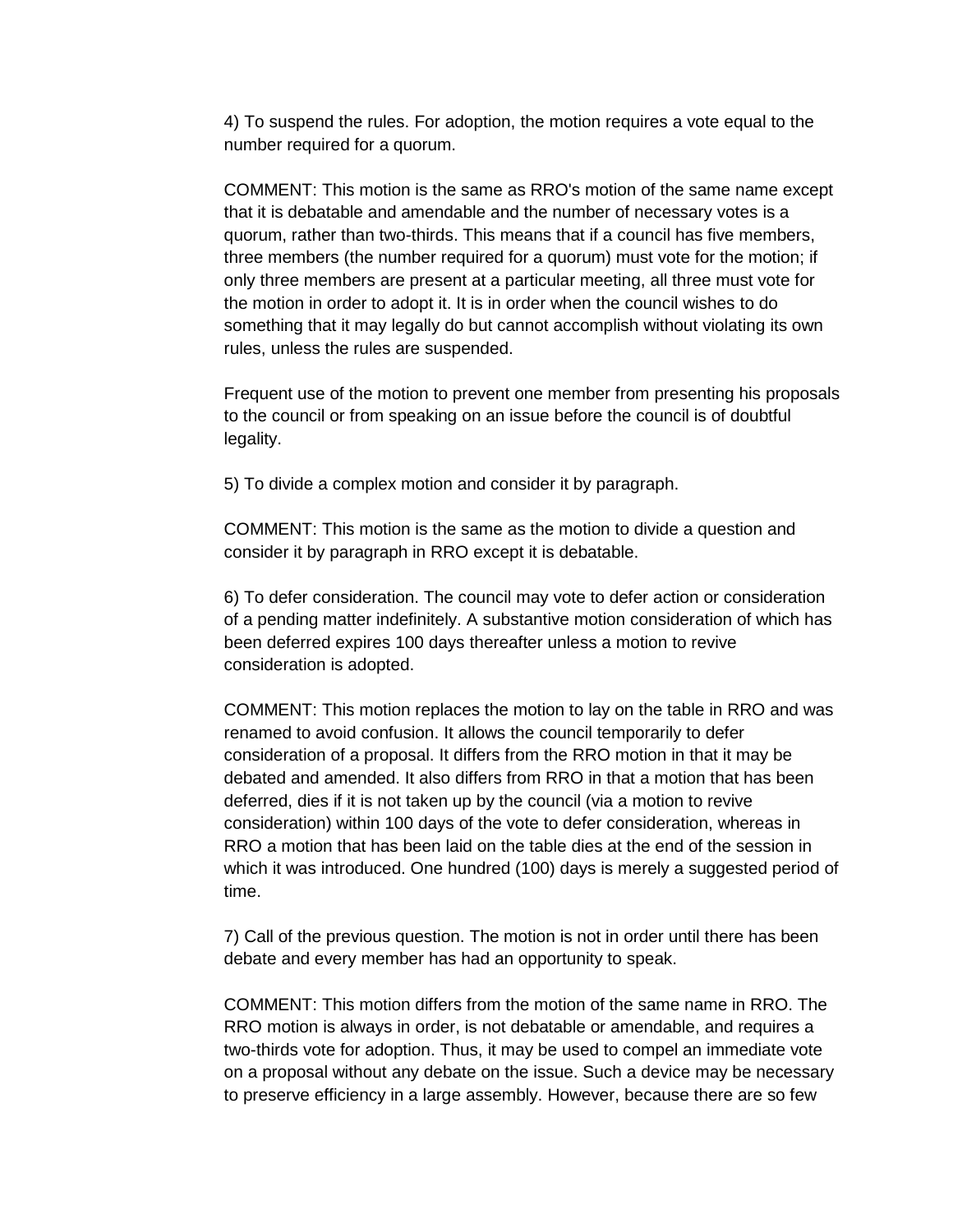4) To suspend the rules. For adoption, the motion requires a vote equal to the number required for a quorum.

COMMENT: This motion is the same as RRO's motion of the same name except that it is debatable and amendable and the number of necessary votes is a quorum, rather than two-thirds. This means that if a council has five members, three members (the number required for a quorum) must vote for the motion; if only three members are present at a particular meeting, all three must vote for the motion in order to adopt it. It is in order when the council wishes to do something that it may legally do but cannot accomplish without violating its own rules, unless the rules are suspended.

Frequent use of the motion to prevent one member from presenting his proposals to the council or from speaking on an issue before the council is of doubtful legality.

5) To divide a complex motion and consider it by paragraph.

COMMENT: This motion is the same as the motion to divide a question and consider it by paragraph in RRO except it is debatable.

6) To defer consideration. The council may vote to defer action or consideration of a pending matter indefinitely. A substantive motion consideration of which has been deferred expires 100 days thereafter unless a motion to revive consideration is adopted.

COMMENT: This motion replaces the motion to lay on the table in RRO and was renamed to avoid confusion. It allows the council temporarily to defer consideration of a proposal. It differs from the RRO motion in that it may be debated and amended. It also differs from RRO in that a motion that has been deferred, dies if it is not taken up by the council (via a motion to revive consideration) within 100 days of the vote to defer consideration, whereas in RRO a motion that has been laid on the table dies at the end of the session in which it was introduced. One hundred (100) days is merely a suggested period of time.

7) Call of the previous question. The motion is not in order until there has been debate and every member has had an opportunity to speak.

COMMENT: This motion differs from the motion of the same name in RRO. The RRO motion is always in order, is not debatable or amendable, and requires a two-thirds vote for adoption. Thus, it may be used to compel an immediate vote on a proposal without any debate on the issue. Such a device may be necessary to preserve efficiency in a large assembly. However, because there are so few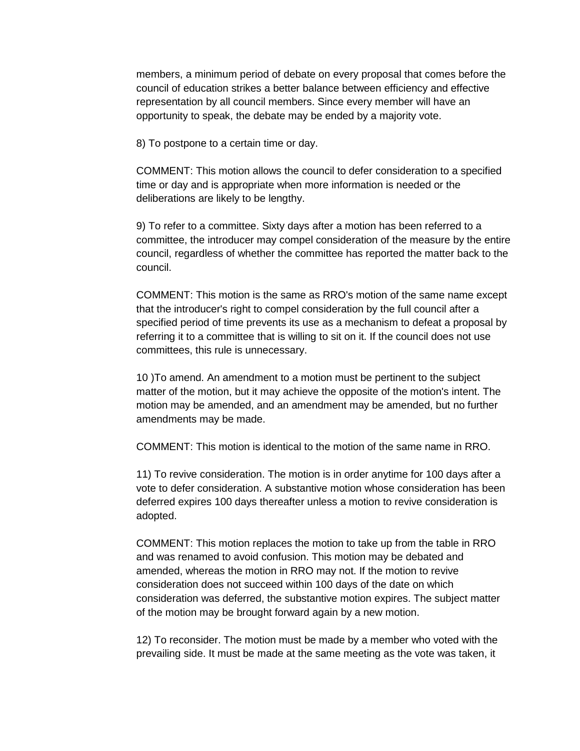members, a minimum period of debate on every proposal that comes before the council of education strikes a better balance between efficiency and effective representation by all council members. Since every member will have an opportunity to speak, the debate may be ended by a majority vote.

8) To postpone to a certain time or day.

COMMENT: This motion allows the council to defer consideration to a specified time or day and is appropriate when more information is needed or the deliberations are likely to be lengthy.

9) To refer to a committee. Sixty days after a motion has been referred to a committee, the introducer may compel consideration of the measure by the entire council, regardless of whether the committee has reported the matter back to the council.

COMMENT: This motion is the same as RRO's motion of the same name except that the introducer's right to compel consideration by the full council after a specified period of time prevents its use as a mechanism to defeat a proposal by referring it to a committee that is willing to sit on it. If the council does not use committees, this rule is unnecessary.

10 )To amend. An amendment to a motion must be pertinent to the subject matter of the motion, but it may achieve the opposite of the motion's intent. The motion may be amended, and an amendment may be amended, but no further amendments may be made.

COMMENT: This motion is identical to the motion of the same name in RRO.

11) To revive consideration. The motion is in order anytime for 100 days after a vote to defer consideration. A substantive motion whose consideration has been deferred expires 100 days thereafter unless a motion to revive consideration is adopted.

COMMENT: This motion replaces the motion to take up from the table in RRO and was renamed to avoid confusion. This motion may be debated and amended, whereas the motion in RRO may not. If the motion to revive consideration does not succeed within 100 days of the date on which consideration was deferred, the substantive motion expires. The subject matter of the motion may be brought forward again by a new motion.

12) To reconsider. The motion must be made by a member who voted with the prevailing side. It must be made at the same meeting as the vote was taken, it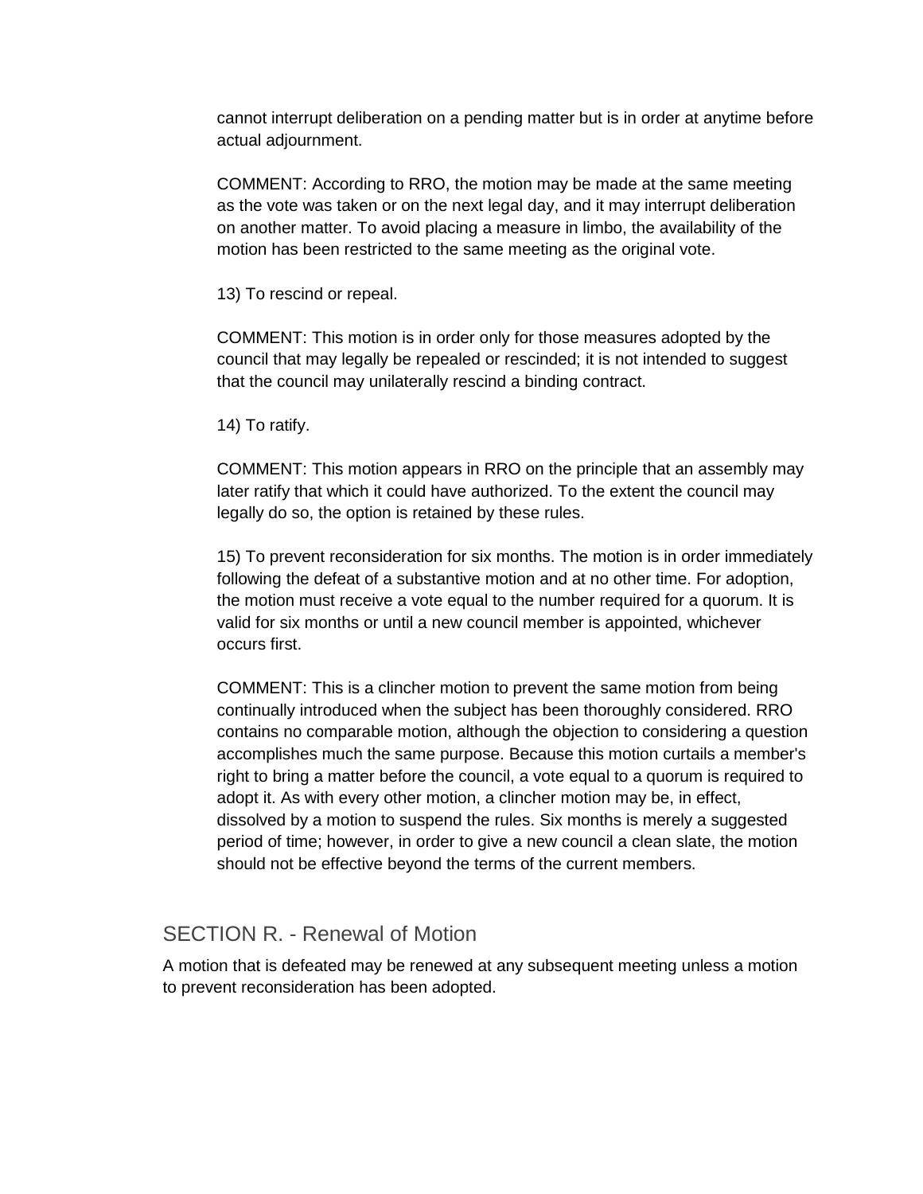cannot interrupt deliberation on a pending matter but is in order at anytime before actual adjournment.

COMMENT: According to RRO, the motion may be made at the same meeting as the vote was taken or on the next legal day, and it may interrupt deliberation on another matter. To avoid placing a measure in limbo, the availability of the motion has been restricted to the same meeting as the original vote.

13) To rescind or repeal.

COMMENT: This motion is in order only for those measures adopted by the council that may legally be repealed or rescinded; it is not intended to suggest that the council may unilaterally rescind a binding contract.

14) To ratify.

COMMENT: This motion appears in RRO on the principle that an assembly may later ratify that which it could have authorized. To the extent the council may legally do so, the option is retained by these rules.

15) To prevent reconsideration for six months. The motion is in order immediately following the defeat of a substantive motion and at no other time. For adoption, the motion must receive a vote equal to the number required for a quorum. It is valid for six months or until a new council member is appointed, whichever occurs first.

COMMENT: This is a clincher motion to prevent the same motion from being continually introduced when the subject has been thoroughly considered. RRO contains no comparable motion, although the objection to considering a question accomplishes much the same purpose. Because this motion curtails a member's right to bring a matter before the council, a vote equal to a quorum is required to adopt it. As with every other motion, a clincher motion may be, in effect, dissolved by a motion to suspend the rules. Six months is merely a suggested period of time; however, in order to give a new council a clean slate, the motion should not be effective beyond the terms of the current members.

## SECTION R. - Renewal of Motion

A motion that is defeated may be renewed at any subsequent meeting unless a motion to prevent reconsideration has been adopted.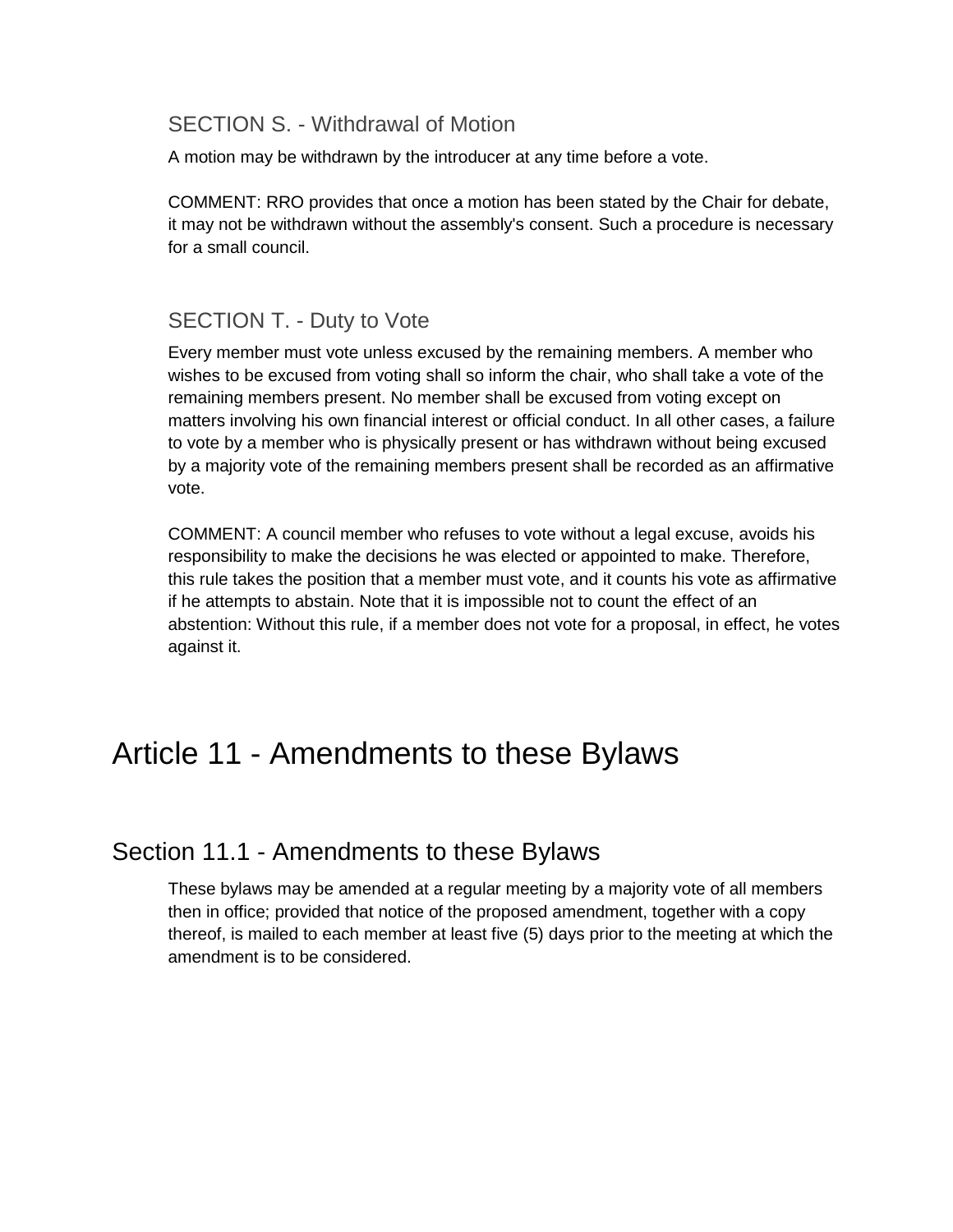### SECTION S. - Withdrawal of Motion

A motion may be withdrawn by the introducer at any time before a vote.

COMMENT: RRO provides that once a motion has been stated by the Chair for debate, it may not be withdrawn without the assembly's consent. Such a procedure is necessary for a small council.

### SECTION T. - Duty to Vote

Every member must vote unless excused by the remaining members. A member who wishes to be excused from voting shall so inform the chair, who shall take a vote of the remaining members present. No member shall be excused from voting except on matters involving his own financial interest or official conduct. In all other cases, a failure to vote by a member who is physically present or has withdrawn without being excused by a majority vote of the remaining members present shall be recorded as an affirmative vote.

COMMENT: A council member who refuses to vote without a legal excuse, avoids his responsibility to make the decisions he was elected or appointed to make. Therefore, this rule takes the position that a member must vote, and it counts his vote as affirmative if he attempts to abstain. Note that it is impossible not to count the effect of an abstention: Without this rule, if a member does not vote for a proposal, in effect, he votes against it.

# Article 11 - Amendments to these Bylaws

## Section 11.1 - Amendments to these Bylaws

These bylaws may be amended at a regular meeting by a majority vote of all members then in office; provided that notice of the proposed amendment, together with a copy thereof, is mailed to each member at least five (5) days prior to the meeting at which the amendment is to be considered.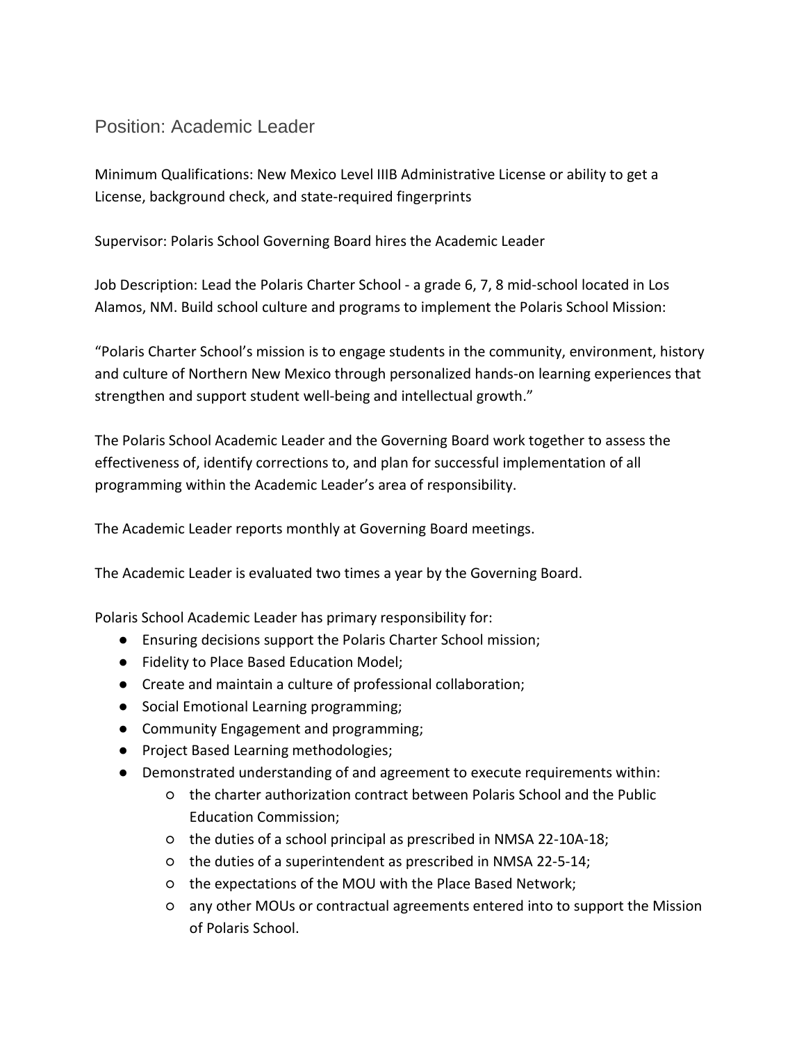## Position: Academic Leader

Minimum Qualifications: New Mexico Level IIIB Administrative License or ability to get a License, background check, and state-required fingerprints

Supervisor: Polaris School Governing Board hires the Academic Leader

Job Description: Lead the Polaris Charter School - a grade 6, 7, 8 mid-school located in Los Alamos, NM. Build school culture and programs to implement the Polaris School Mission:

"Polaris Charter School's mission is to engage students in the community, environment, history and culture of Northern New Mexico through personalized hands-on learning experiences that strengthen and support student well-being and intellectual growth."

The Polaris School Academic Leader and the Governing Board work together to assess the effectiveness of, identify corrections to, and plan for successful implementation of all programming within the Academic Leader's area of responsibility.

The Academic Leader reports monthly at Governing Board meetings.

The Academic Leader is evaluated two times a year by the Governing Board.

Polaris School Academic Leader has primary responsibility for:

- Ensuring decisions support the Polaris Charter School mission;
- Fidelity to Place Based Education Model;
- Create and maintain a culture of professional collaboration;
- Social Emotional Learning programming;
- Community Engagement and programming;
- Project Based Learning methodologies;
- Demonstrated understanding of and agreement to execute requirements within:
  - the charter authorization contract between Polaris School and the Public Education Commission;
  - the duties of a school principal as prescribed in NMSA 22-10A-18;
  - the duties of a superintendent as prescribed in NMSA 22-5-14;
  - the expectations of the MOU with the Place Based Network;
  - any other MOUs or contractual agreements entered into to support the Mission of Polaris School.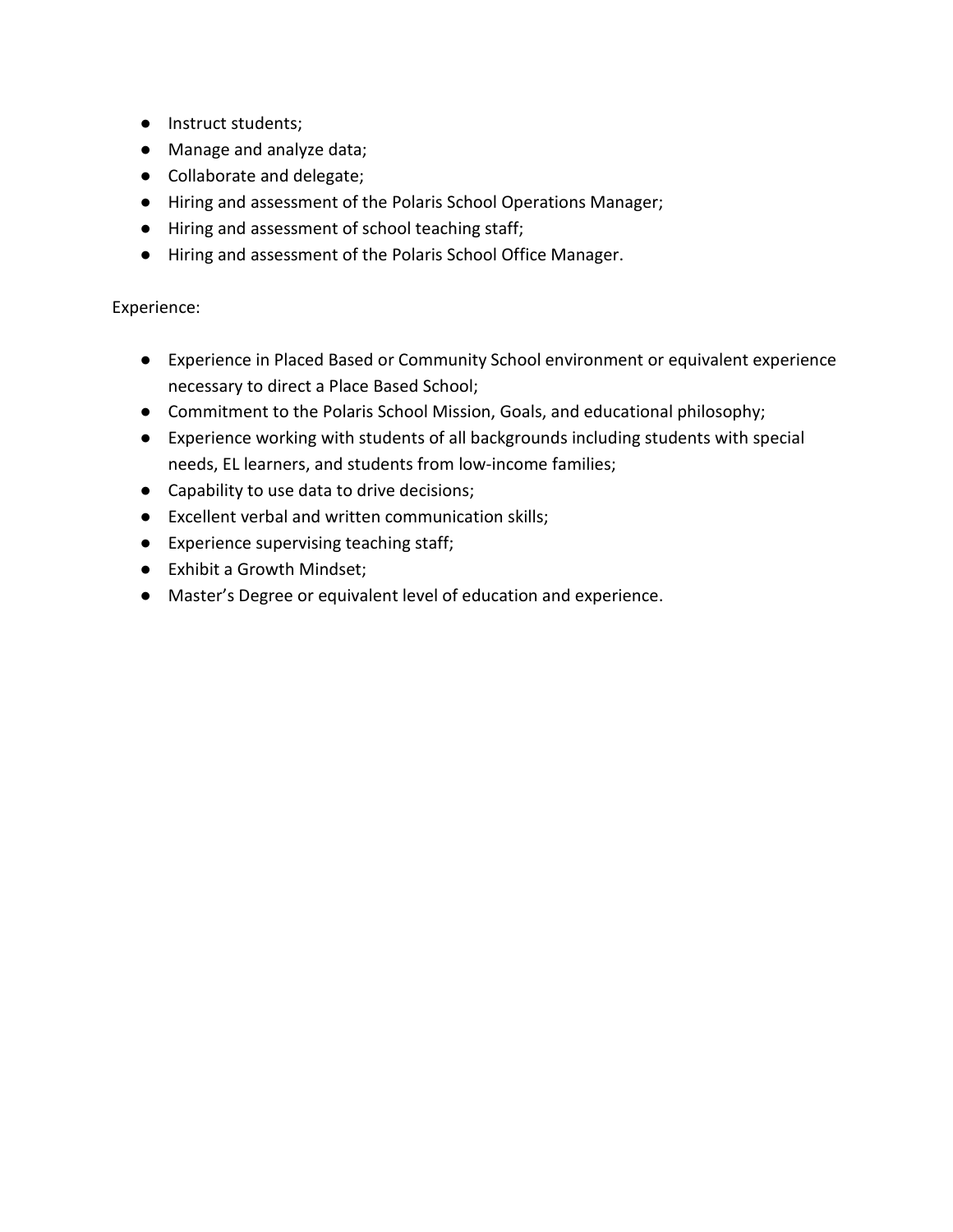- Instruct students;
- Manage and analyze data;
- Collaborate and delegate;
- Hiring and assessment of the Polaris School Operations Manager;
- Hiring and assessment of school teaching staff;
- Hiring and assessment of the Polaris School Office Manager.

Experience:

- Experience in Placed Based or Community School environment or equivalent experience necessary to direct a Place Based School;
- Commitment to the Polaris School Mission, Goals, and educational philosophy;
- Experience working with students of all backgrounds including students with special needs, EL learners, and students from low-income families;
- Capability to use data to drive decisions;
- Excellent verbal and written communication skills;
- Experience supervising teaching staff;
- Exhibit a Growth Mindset;
- Master's Degree or equivalent level of education and experience.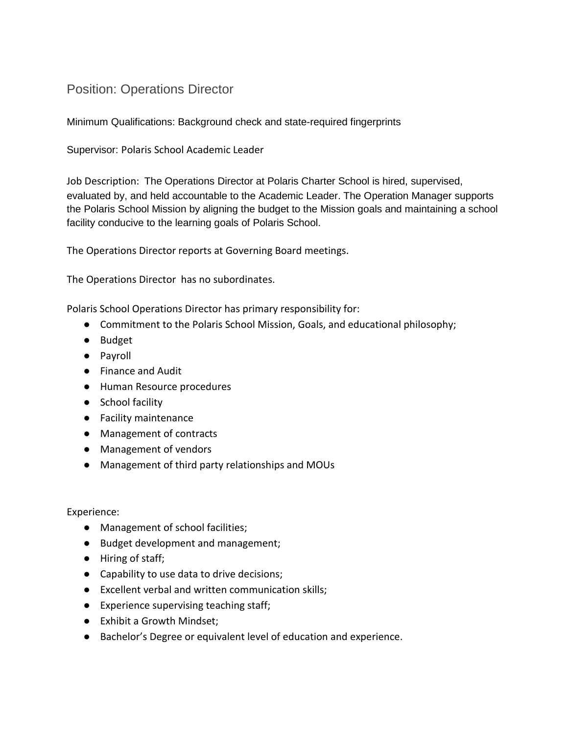## Position: Operations Director

Minimum Qualifications: Background check and state-required fingerprints

Supervisor: Polaris School Academic Leader

Job Description: The Operations Director at Polaris Charter School is hired, supervised, evaluated by, and held accountable to the Academic Leader. The Operation Manager supports the Polaris School Mission by aligning the budget to the Mission goals and maintaining a school facility conducive to the learning goals of Polaris School.

The Operations Director reports at Governing Board meetings.

The Operations Director has no subordinates.

Polaris School Operations Director has primary responsibility for:

- Commitment to the Polaris School Mission, Goals, and educational philosophy;
- Budget
- Payroll
- Finance and Audit
- Human Resource procedures
- School facility
- Facility maintenance
- Management of contracts
- Management of vendors
- Management of third party relationships and MOUs

Experience:

- Management of school facilities;
- Budget development and management;
- Hiring of staff;
- Capability to use data to drive decisions;
- Excellent verbal and written communication skills;
- Experience supervising teaching staff;
- Exhibit a Growth Mindset;
- Bachelor's Degree or equivalent level of education and experience.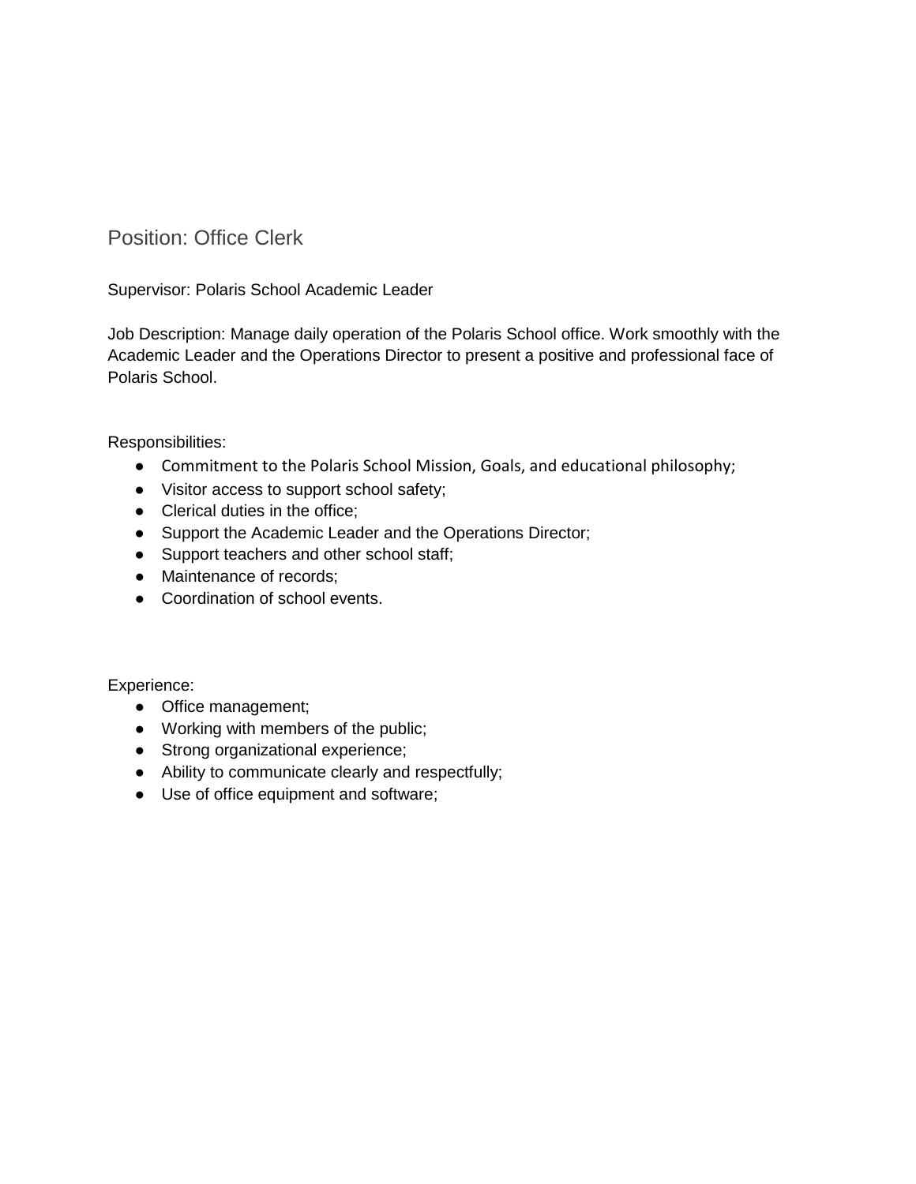## Position: Office Clerk

Supervisor: Polaris School Academic Leader

Job Description: Manage daily operation of the Polaris School office. Work smoothly with the Academic Leader and the Operations Director to present a positive and professional face of Polaris School.

Responsibilities:

- Commitment to the Polaris School Mission, Goals, and educational philosophy;
- Visitor access to support school safety;
- Clerical duties in the office;
- Support the Academic Leader and the Operations Director;
- Support teachers and other school staff;
- Maintenance of records;
- Coordination of school events.

Experience:

- Office management;
- Working with members of the public;
- Strong organizational experience;
- Ability to communicate clearly and respectfully;
- Use of office equipment and software;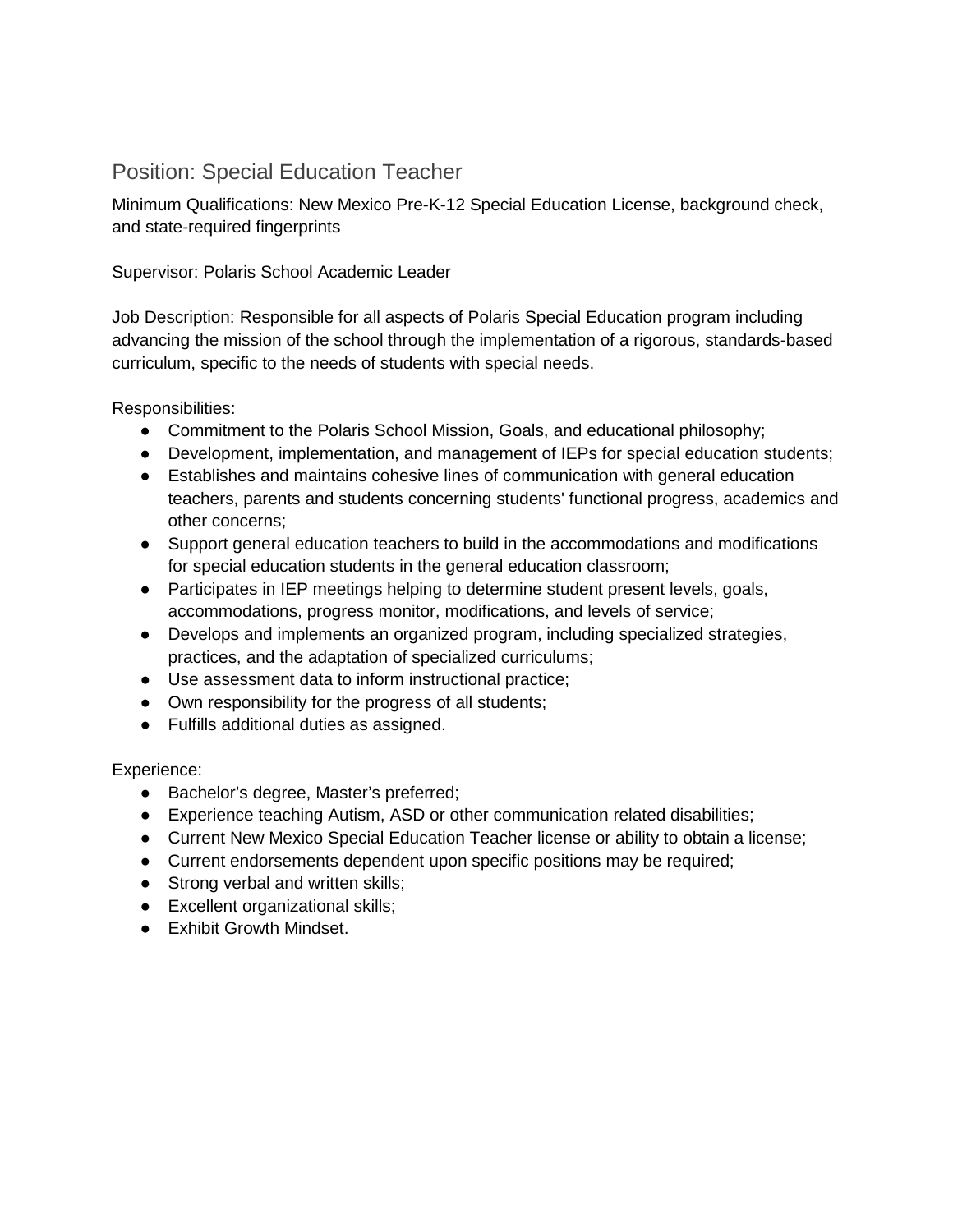## Position: Special Education Teacher

Minimum Qualifications: New Mexico Pre-K-12 Special Education License, background check, and state-required fingerprints

Supervisor: Polaris School Academic Leader

Job Description: Responsible for all aspects of Polaris Special Education program including advancing the mission of the school through the implementation of a rigorous, standards-based curriculum, specific to the needs of students with special needs.

Responsibilities:

- Commitment to the Polaris School Mission, Goals, and educational philosophy;
- Development, implementation, and management of IEPs for special education students;
- Establishes and maintains cohesive lines of communication with general education teachers, parents and students concerning students' functional progress, academics and other concerns;
- Support general education teachers to build in the accommodations and modifications for special education students in the general education classroom;
- Participates in IEP meetings helping to determine student present levels, goals, accommodations, progress monitor, modifications, and levels of service;
- Develops and implements an organized program, including specialized strategies, practices, and the adaptation of specialized curriculums;
- Use assessment data to inform instructional practice;
- Own responsibility for the progress of all students;
- Fulfills additional duties as assigned.

Experience:

- Bachelor's degree, Master's preferred;
- Experience teaching Autism, ASD or other communication related disabilities;
- Current New Mexico Special Education Teacher license or ability to obtain a license;
- Current endorsements dependent upon specific positions may be required;
- Strong verbal and written skills;
- Excellent organizational skills;
- Exhibit Growth Mindset.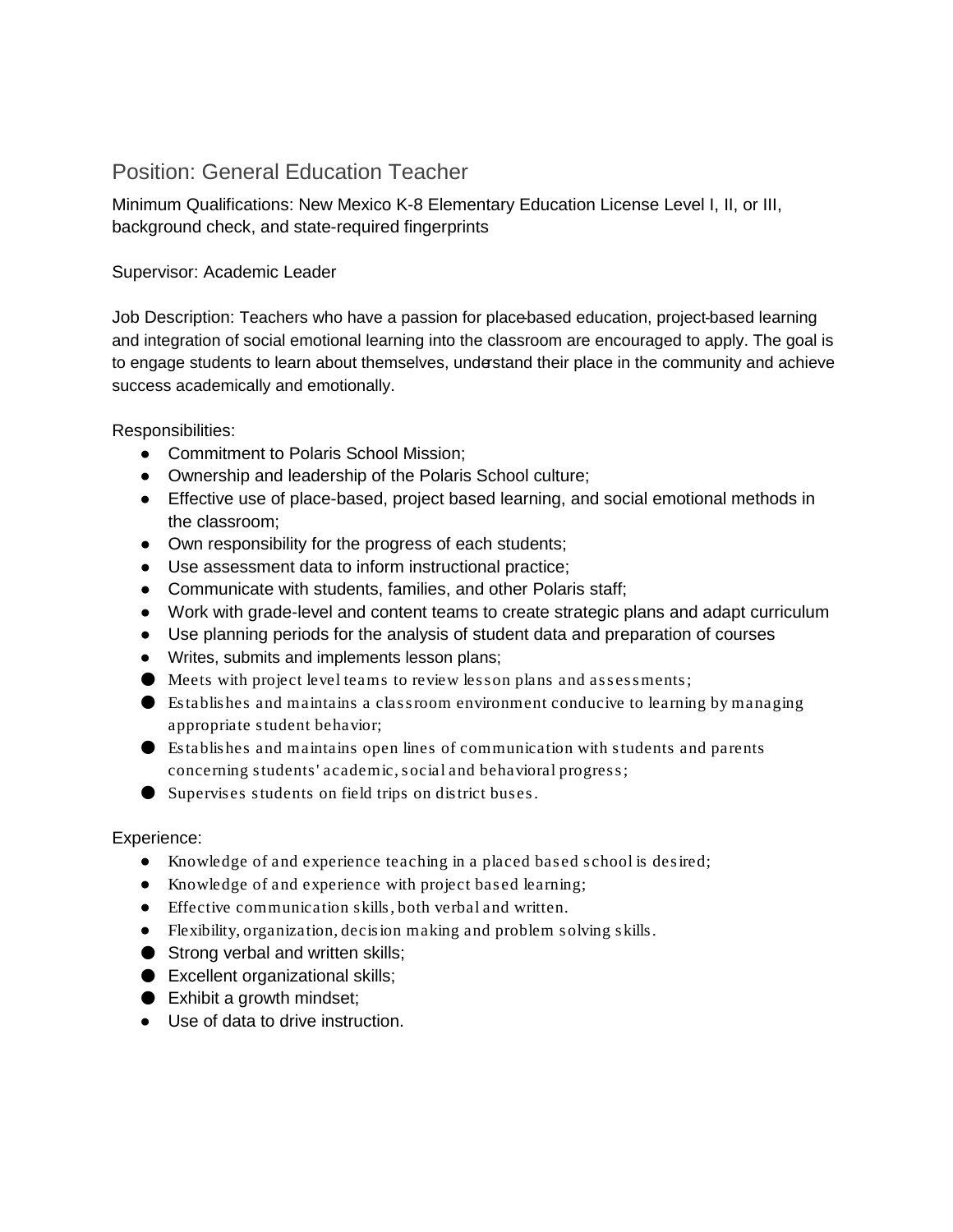## Position: General Education Teacher

Minimum Qualifications: New Mexico K-8 Elementary Education License Level I, II, or III, background check, and state-required fingerprints

Supervisor: Academic Leader

Job Description: Teachers who have a passion for place-based education, project-based learning and integration of social emotional learning into the classroom are encouraged to apply. The goal is to engage students to learn about themselves, understand their place in the community and achieve success academically and emotionally.

Responsibilities:

- Commitment to Polaris School Mission;
- Ownership and leadership of the Polaris School culture;
- Effective use of place-based, project based learning, and social emotional methods in the classroom;
- Own responsibility for the progress of each students;
- Use assessment data to inform instructional practice;
- Communicate with students, families, and other Polaris staff;
- Work with grade-level and content teams to create strategic plans and adapt curriculum
- Use planning periods for the analysis of student data and preparation of courses
- Writes, submits and implements lesson plans;
- Meets with project level teams to review lesson plans and assessments;
- Establishes and maintains a classroom environment conducive to learning by managing appropriate student behavior;
- Establishes and maintains open lines of communication with students and parents concerning students' academic, social and behavioral progress;
- Supervises students on field trips on district buses.

Experience:

- Knowledge of and experience teaching in a placed based school is desired;
- Knowledge of and experience with project based learning;
- Effective communication skills, both verbal and written.
- Flexibility, organization, decision making and problem solving skills.
- Strong verbal and written skills;
- Excellent organizational skills;
- Exhibit a growth mindset;
- Use of data to drive instruction.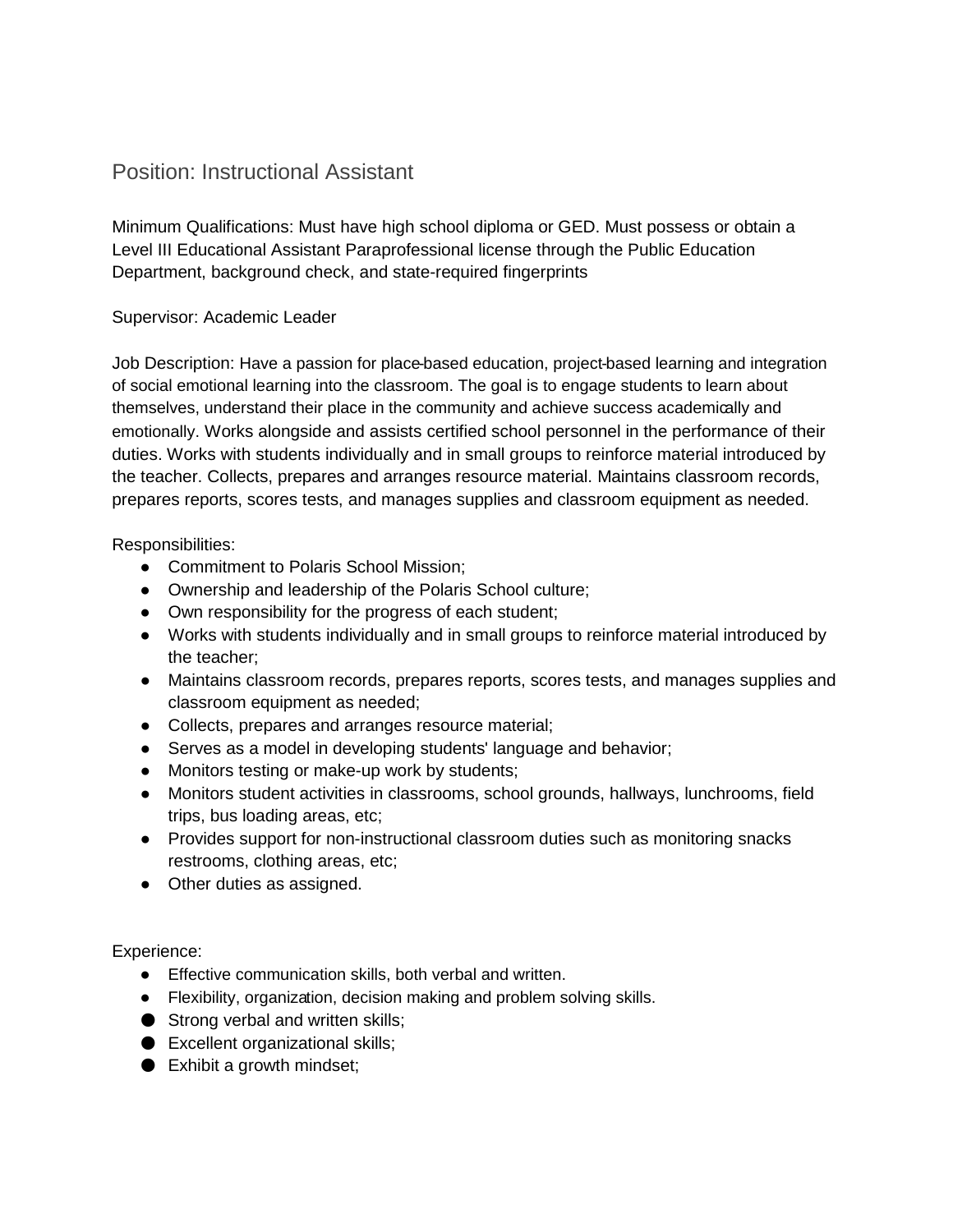## Position: Instructional Assistant

Minimum Qualifications: Must have high school diploma or GED. Must possess or obtain a Level III Educational Assistant Paraprofessional license through the Public Education Department, background check, and state-required fingerprints

Supervisor: Academic Leader

Job Description: Have a passion for place-based education, project-based learning and integration of social emotional learning into the classroom. The goal is to engage students to learn about themselves, understand their place in the community and achieve success academically and emotionally. Works alongside and assists certified school personnel in the performance of their duties. Works with students individually and in small groups to reinforce material introduced by the teacher. Collects, prepares and arranges resource material. Maintains classroom records, prepares reports, scores tests, and manages supplies and classroom equipment as needed.

Responsibilities:

- Commitment to Polaris School Mission;
- Ownership and leadership of the Polaris School culture;
- Own responsibility for the progress of each student;
- Works with students individually and in small groups to reinforce material introduced by the teacher;
- Maintains classroom records, prepares reports, scores tests, and manages supplies and classroom equipment as needed;
- Collects, prepares and arranges resource material;
- Serves as a model in developing students' language and behavior;
- Monitors testing or make-up work by students;
- Monitors student activities in classrooms, school grounds, hallways, lunchrooms, field trips, bus loading areas, etc;
- Provides support for non-instructional classroom duties such as monitoring snacks restrooms, clothing areas, etc;
- Other duties as assigned.

Experience:

- Effective communication skills, both verbal and written.
- Flexibility, organization, decision making and problem solving skills.
- Strong verbal and written skills;
- Excellent organizational skills;
- Exhibit a growth mindset;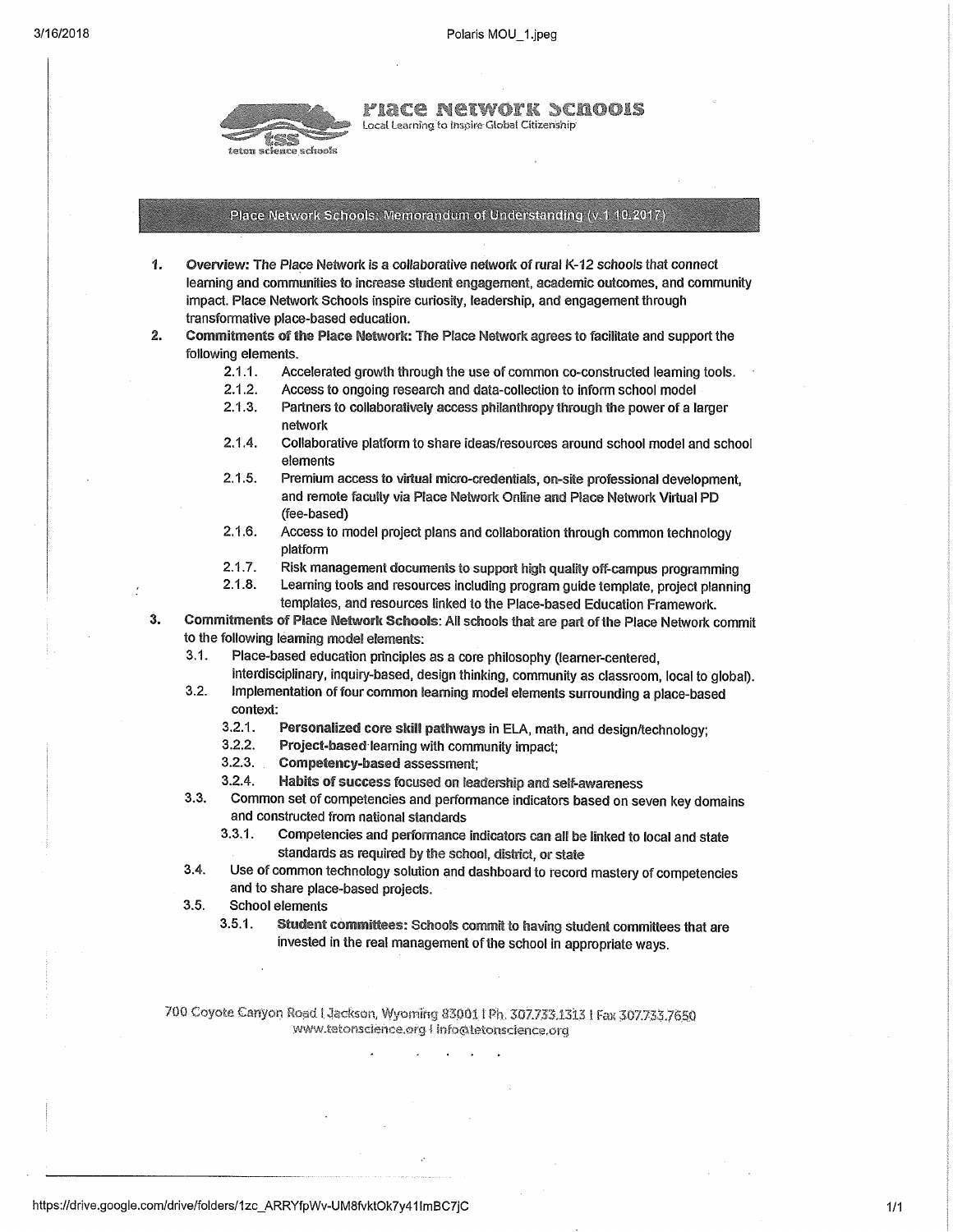# Place Network Schools

Local Learning to Inspire Global Citizenship

teton science schools

## Place Network Schools: Memorandum of Understanding (v.1 10.2017)

1. **Overview:** The Place Network is a collaborative network of rural K-12 schools that connect learning and communities to increase student engagement, academic outcomes, and community impact. Place Network Schools inspire curiosity, leadership, and engagement through transformative place-based education.
2. **Commitments of the Place Network:** The Place Network agrees to facilitate and support the following elements.
   - 2.1.1. Accelerated growth through the use of common co-constructed learning tools.
   - 2.1.2. Access to ongoing research and data-collection to inform school model
   - 2.1.3. Partners to collaboratively access philanthropy through the power of a larger network
   - 2.1.4. Collaborative platform to share ideas/resources around school model and school elements
   - 2.1.5. Premium access to virtual micro-credentials, on-site professional development, and remote faculty via Place Network Online and Place Network Virtual PD (fee-based)
   - 2.1.6. Access to model project plans and collaboration through common technology platform
   - 2.1.7. Risk management documents to support high quality off-campus programming
   - 2.1.8. Learning tools and resources including program guide template, project planning templates, and resources linked to the Place-based Education Framework.
3. **Commitments of Place Network Schools:** All schools that are part of the Place Network commit to the following learning model elements:
   - 3.1. Place-based education principles as a core philosophy (learner-centered, interdisciplinary, inquiry-based, design thinking, community as classroom, local to global).
   - 3.2. Implementation of four common learning model elements surrounding a place-based context:
     - 3.2.1. **Personalized core skill pathways** in ELA, math, and design/technology;
     - 3.2.2. **Project-based** learning with community impact;
     - 3.2.3. **Competency-based** assessment;
     - 3.2.4. **Habits of success** focused on leadership and self-awareness
   - 3.3. Common set of competencies and performance indicators based on seven key domains and constructed from national standards
     - 3.3.1. Competencies and performance indicators can all be linked to local and state standards as required by the school, district, or state
   - 3.4. Use of common technology solution and dashboard to record mastery of competencies and to share place-based projects.
   - 3.5. School elements
     - 3.5.1. **Student committees:** Schools commit to having student committees that are invested in the real management of the school in appropriate ways.

700 Coyote Canyon Road | Jackson, Wyoming 83001 | Ph. 307.733.1313 | Fax 307.733.7650
www.tetonscience.org | info@tetonscience.org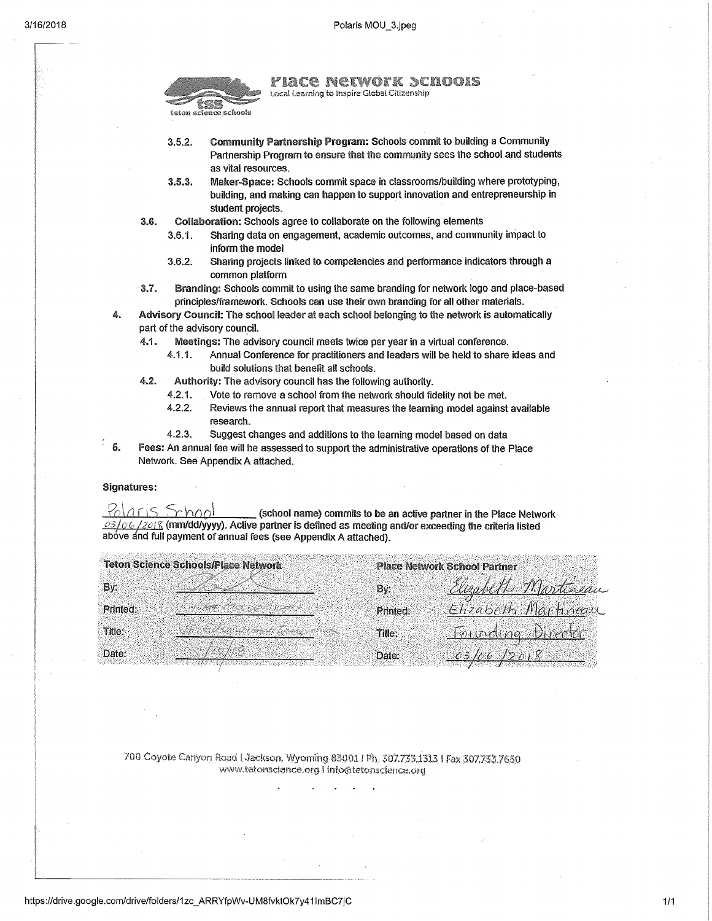**Place Network Schools**
Local Learning to Inspire Global Citizenship

teton science schools

- 3.5.2. **Community Partnership Program:** Schools commit to building a Community Partnership Program to ensure that the community sees the school and students as vital resources.
- 3.5.3. **Maker-Space:** Schools commit space in classrooms/building where prototyping, building, and making can happen to support innovation and entrepreneurship in student projects.

3.6. **Collaboration:** Schools agree to collaborate on the following elements

- 3.6.1. Sharing data on engagement, academic outcomes, and community impact to inform the model
- 3.6.2. Sharing projects linked to competencies and performance indicators through a common platform

3.7. **Branding:** Schools commit to using the same branding for network logo and place-based principles/framework. Schools can use their own branding for all other materials.

4. **Advisory Council:** The school leader at each school belonging to the network is automatically part of the advisory council.

4.1. **Meetings:** The advisory council meets twice per year in a virtual conference.

- 4.1.1. Annual Conference for practitioners and leaders will be held to share ideas and build solutions that benefit all schools.

4.2. **Authority:** The advisory council has the following authority.

- 4.2.1. Vote to remove a school from the network should fidelity not be met.
- 4.2.2. Reviews the annual report that measures the learning model against available research.
- 4.2.3. Suggest changes and additions to the learning model based on data

5. **Fees:** An annual fee will be assessed to support the administrative operations of the Place Network. See Appendix A attached.

**Signatures:**

Polaris School (school name) commits to be an active partner in the Place Network 03/06/2018 (mm/dd/yyyy). Active partner is defined as meeting and/or exceeding the criteria listed above and full payment of annual fees (see Appendix A attached).

| **Teton Science Schools/Place Network** | | **Place Network School Partner** | |
|---|---|---|---|
| By: | [signature] | By: | Elizabeth Martineau |
| Printed: | Nate McClennen | Printed: | Elizabeth Martineau |
| Title: | VP Education & Innovation | Title: | Founding Director |
| Date: | 3/15/18 | Date: | 03/06/2018 |

700 Coyote Canyon Road | Jackson, Wyoming 83001 | Ph. 307.733.1313 | Fax 307.733.7650
www.tetonscience.org | info@tetonscience.org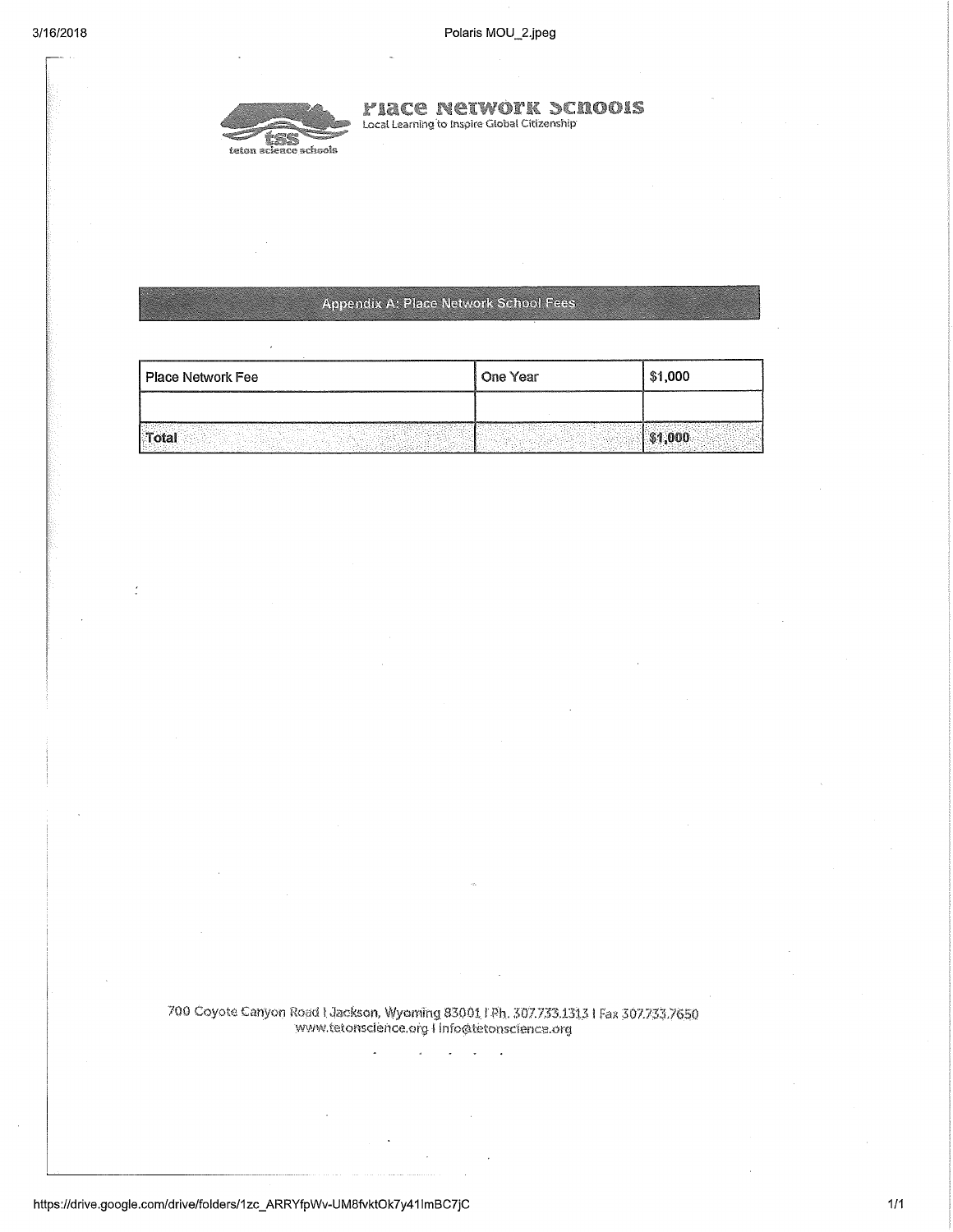# Place Network Schools

Local Learning to Inspire Global Citizenship

teton science schools

## Appendix A: Place Network School Fees

| Place Network Fee | One Year | $1,000 |
| --- | --- | --- |
| | | |
| **Total** | | **$1,000** |

700 Coyote Canyon Road | Jackson, Wyoming 83001 | Ph. 307.733.1313 | Fax 307.733.7650
www.tetonscience.org | info@tetonscience.org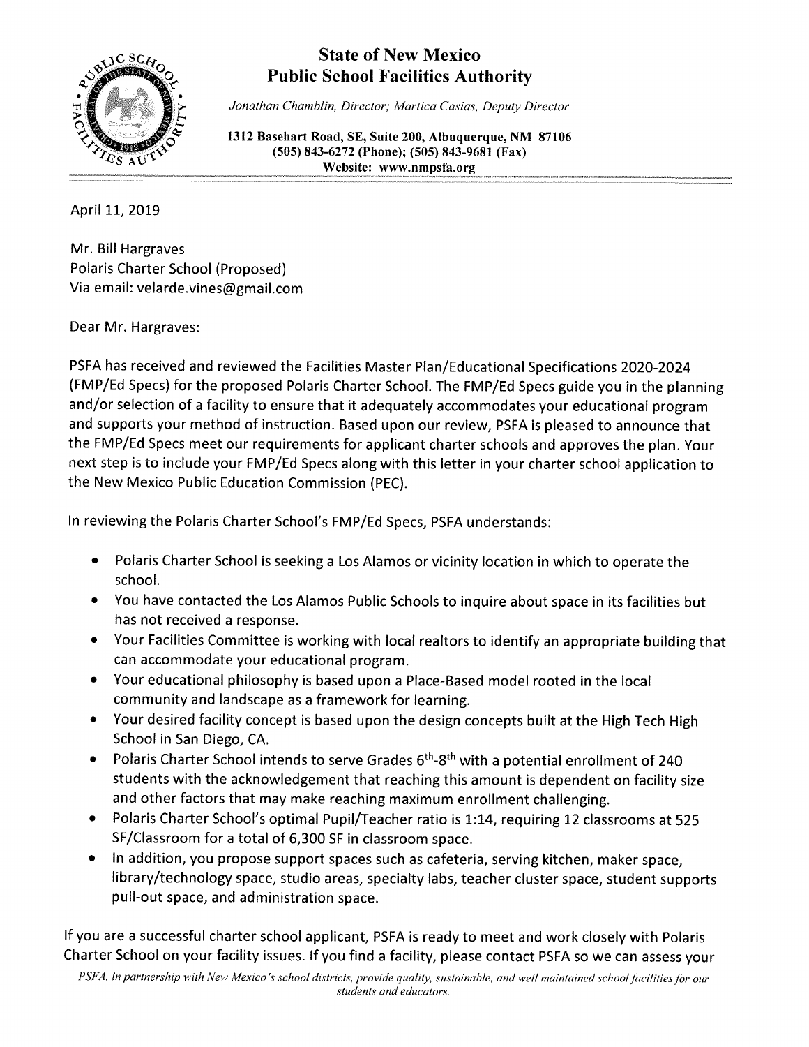# State of New Mexico
# Public School Facilities Authority

*Jonathan Chamblin, Director; Martica Casias, Deputy Director*

**1312 Basehart Road, SE, Suite 200, Albuquerque, NM 87106**
**(505) 843-6272 (Phone); (505) 843-9681 (Fax)**
**Website: www.nmpsfa.org**

April 11, 2019

Mr. Bill Hargraves
Polaris Charter School (Proposed)
Via email: velarde.vines@gmail.com

Dear Mr. Hargraves:

PSFA has received and reviewed the Facilities Master Plan/Educational Specifications 2020-2024 (FMP/Ed Specs) for the proposed Polaris Charter School. The FMP/Ed Specs guide you in the planning and/or selection of a facility to ensure that it adequately accommodates your educational program and supports your method of instruction. Based upon our review, PSFA is pleased to announce that the FMP/Ed Specs meet our requirements for applicant charter schools and approves the plan. Your next step is to include your FMP/Ed Specs along with this letter in your charter school application to the New Mexico Public Education Commission (PEC).

In reviewing the Polaris Charter School's FMP/Ed Specs, PSFA understands:

- Polaris Charter School is seeking a Los Alamos or vicinity location in which to operate the school.
- You have contacted the Los Alamos Public Schools to inquire about space in its facilities but has not received a response.
- Your Facilities Committee is working with local realtors to identify an appropriate building that can accommodate your educational program.
- Your educational philosophy is based upon a Place-Based model rooted in the local community and landscape as a framework for learning.
- Your desired facility concept is based upon the design concepts built at the High Tech High School in San Diego, CA.
- Polaris Charter School intends to serve Grades 6th-8th with a potential enrollment of 240 students with the acknowledgement that reaching this amount is dependent on facility size and other factors that may make reaching maximum enrollment challenging.
- Polaris Charter School's optimal Pupil/Teacher ratio is 1:14, requiring 12 classrooms at 525 SF/Classroom for a total of 6,300 SF in classroom space.
- In addition, you propose support spaces such as cafeteria, serving kitchen, maker space, library/technology space, studio areas, specialty labs, teacher cluster space, student supports pull-out space, and administration space.

If you are a successful charter school applicant, PSFA is ready to meet and work closely with Polaris Charter School on your facility issues. If you find a facility, please contact PSFA so we can assess your

*PSFA, in partnership with New Mexico's school districts, provide quality, sustainable, and well maintained school facilities for our students and educators.*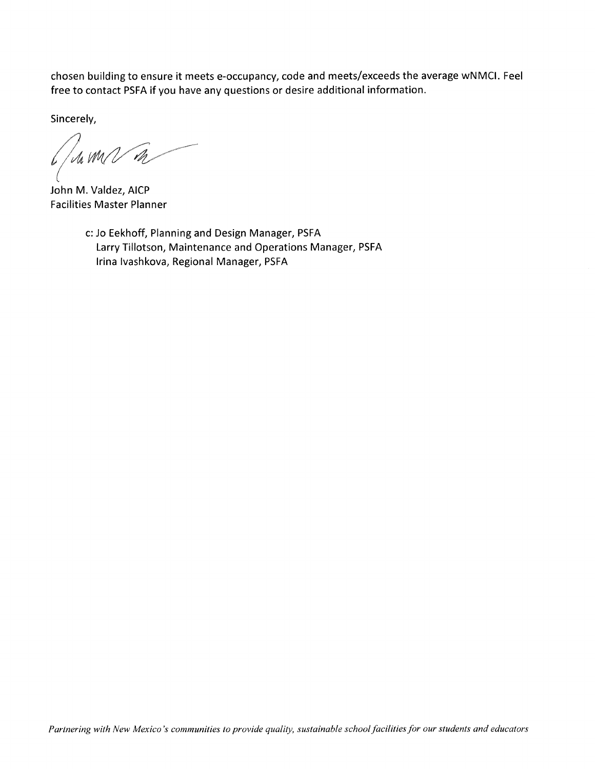chosen building to ensure it meets e-occupancy, code and meets/exceeds the average wNMCI. Feel free to contact PSFA if you have any questions or desire additional information.

Sincerely,

John M. Valdez, AICP
Facilities Master Planner

c: Jo Eekhoff, Planning and Design Manager, PSFA
Larry Tillotson, Maintenance and Operations Manager, PSFA
Irina Ivashkova, Regional Manager, PSFA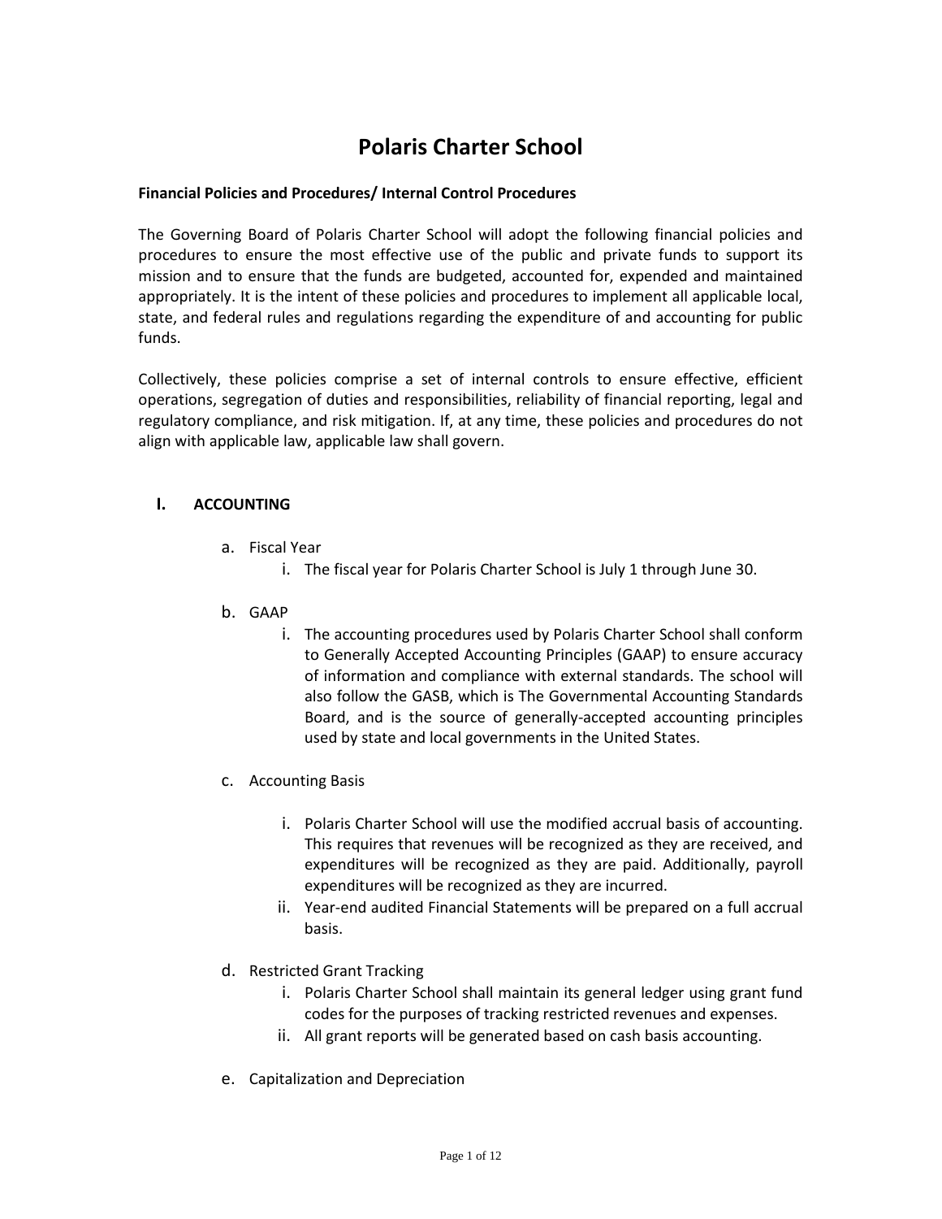# Polaris Charter School

**Financial Policies and Procedures/ Internal Control Procedures**

The Governing Board of Polaris Charter School will adopt the following financial policies and procedures to ensure the most effective use of the public and private funds to support its mission and to ensure that the funds are budgeted, accounted for, expended and maintained appropriately. It is the intent of these policies and procedures to implement all applicable local, state, and federal rules and regulations regarding the expenditure of and accounting for public funds.

Collectively, these policies comprise a set of internal controls to ensure effective, efficient operations, segregation of duties and responsibilities, reliability of financial reporting, legal and regulatory compliance, and risk mitigation. If, at any time, these policies and procedures do not align with applicable law, applicable law shall govern.

## I. ACCOUNTING

a. Fiscal Year
   i. The fiscal year for Polaris Charter School is July 1 through June 30.

b. GAAP
   i. The accounting procedures used by Polaris Charter School shall conform to Generally Accepted Accounting Principles (GAAP) to ensure accuracy of information and compliance with external standards. The school will also follow the GASB, which is The Governmental Accounting Standards Board, and is the source of generally-accepted accounting principles used by state and local governments in the United States.

c. Accounting Basis
   i. Polaris Charter School will use the modified accrual basis of accounting. This requires that revenues will be recognized as they are received, and expenditures will be recognized as they are paid. Additionally, payroll expenditures will be recognized as they are incurred.
   ii. Year-end audited Financial Statements will be prepared on a full accrual basis.

d. Restricted Grant Tracking
   i. Polaris Charter School shall maintain its general ledger using grant fund codes for the purposes of tracking restricted revenues and expenses.
   ii. All grant reports will be generated based on cash basis accounting.

e. Capitalization and Depreciation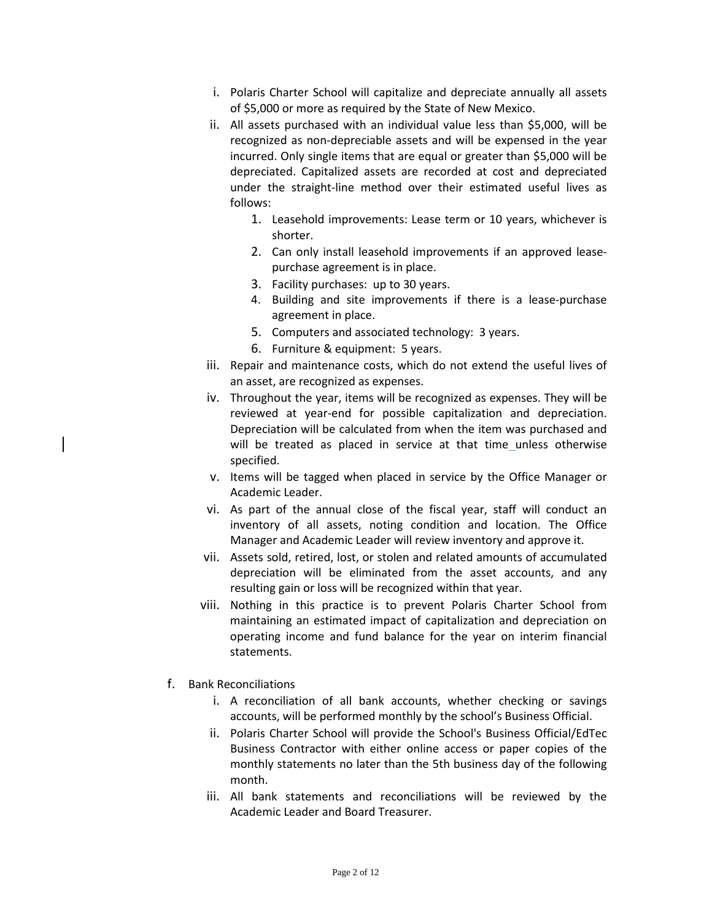i. Polaris Charter School will capitalize and depreciate annually all assets of $5,000 or more as required by the State of New Mexico.

ii. All assets purchased with an individual value less than $5,000, will be recognized as non-depreciable assets and will be expensed in the year incurred. Only single items that are equal or greater than $5,000 will be depreciated. Capitalized assets are recorded at cost and depreciated under the straight-line method over their estimated useful lives as follows:

   1. Leasehold improvements: Lease term or 10 years, whichever is shorter.
   2. Can only install leasehold improvements if an approved lease-purchase agreement is in place.
   3. Facility purchases: up to 30 years.
   4. Building and site improvements if there is a lease-purchase agreement in place.
   5. Computers and associated technology: 3 years.
   6. Furniture & equipment: 5 years.

iii. Repair and maintenance costs, which do not extend the useful lives of an asset, are recognized as expenses.

iv. Throughout the year, items will be recognized as expenses. They will be reviewed at year-end for possible capitalization and depreciation. Depreciation will be calculated from when the item was purchased and will be treated as placed in service at that time unless otherwise specified.

v. Items will be tagged when placed in service by the Office Manager or Academic Leader.

vi. As part of the annual close of the fiscal year, staff will conduct an inventory of all assets, noting condition and location. The Office Manager and Academic Leader will review inventory and approve it.

vii. Assets sold, retired, lost, or stolen and related amounts of accumulated depreciation will be eliminated from the asset accounts, and any resulting gain or loss will be recognized within that year.

viii. Nothing in this practice is to prevent Polaris Charter School from maintaining an estimated impact of capitalization and depreciation on operating income and fund balance for the year on interim financial statements.

f. Bank Reconciliations

i. A reconciliation of all bank accounts, whether checking or savings accounts, will be performed monthly by the school's Business Official.

ii. Polaris Charter School will provide the School's Business Official/EdTec Business Contractor with either online access or paper copies of the monthly statements no later than the 5th business day of the following month.

iii. All bank statements and reconciliations will be reviewed by the Academic Leader and Board Treasurer.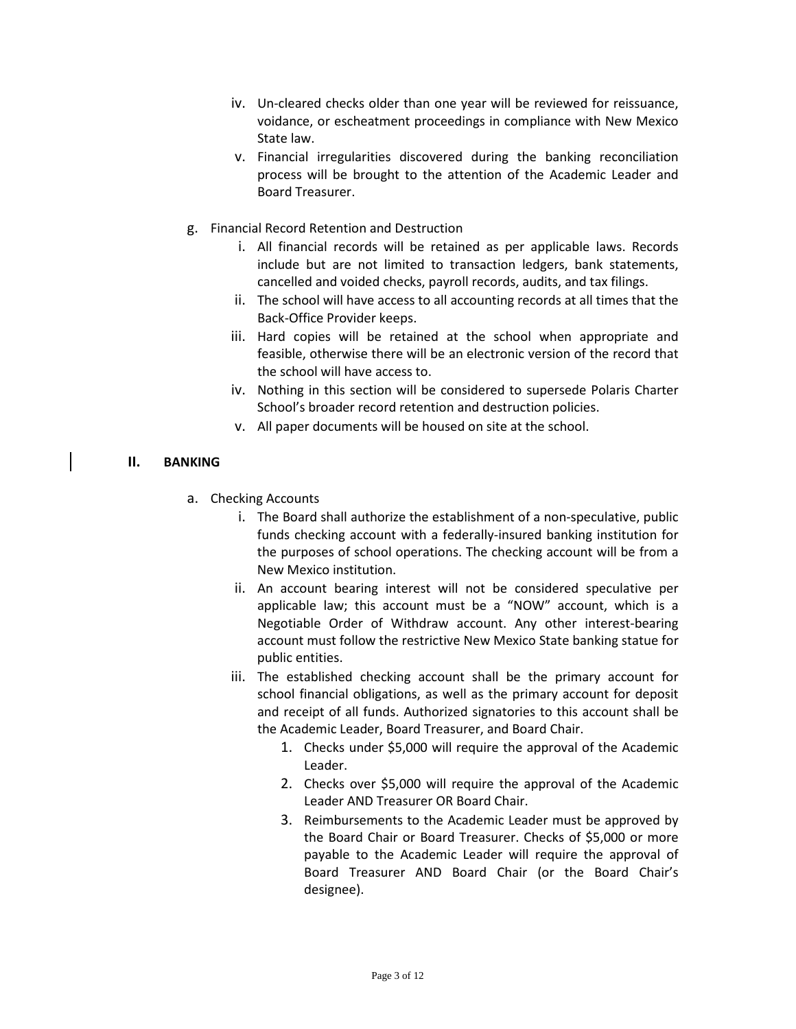iv. Un-cleared checks older than one year will be reviewed for reissuance, voidance, or escheatment proceedings in compliance with New Mexico State law.

v. Financial irregularities discovered during the banking reconciliation process will be brought to the attention of the Academic Leader and Board Treasurer.

g. Financial Record Retention and Destruction

i. All financial records will be retained as per applicable laws. Records include but are not limited to transaction ledgers, bank statements, cancelled and voided checks, payroll records, audits, and tax filings.

ii. The school will have access to all accounting records at all times that the Back-Office Provider keeps.

iii. Hard copies will be retained at the school when appropriate and feasible, otherwise there will be an electronic version of the record that the school will have access to.

iv. Nothing in this section will be considered to supersede Polaris Charter School's broader record retention and destruction policies.

v. All paper documents will be housed on site at the school.

## II. BANKING

a. Checking Accounts

i. The Board shall authorize the establishment of a non-speculative, public funds checking account with a federally-insured banking institution for the purposes of school operations. The checking account will be from a New Mexico institution.

ii. An account bearing interest will not be considered speculative per applicable law; this account must be a "NOW" account, which is a Negotiable Order of Withdraw account. Any other interest-bearing account must follow the restrictive New Mexico State banking statue for public entities.

iii. The established checking account shall be the primary account for school financial obligations, as well as the primary account for deposit and receipt of all funds. Authorized signatories to this account shall be the Academic Leader, Board Treasurer, and Board Chair.

1. Checks under $5,000 will require the approval of the Academic Leader.
2. Checks over $5,000 will require the approval of the Academic Leader AND Treasurer OR Board Chair.
3. Reimbursements to the Academic Leader must be approved by the Board Chair or Board Treasurer. Checks of $5,000 or more payable to the Academic Leader will require the approval of Board Treasurer AND Board Chair (or the Board Chair's designee).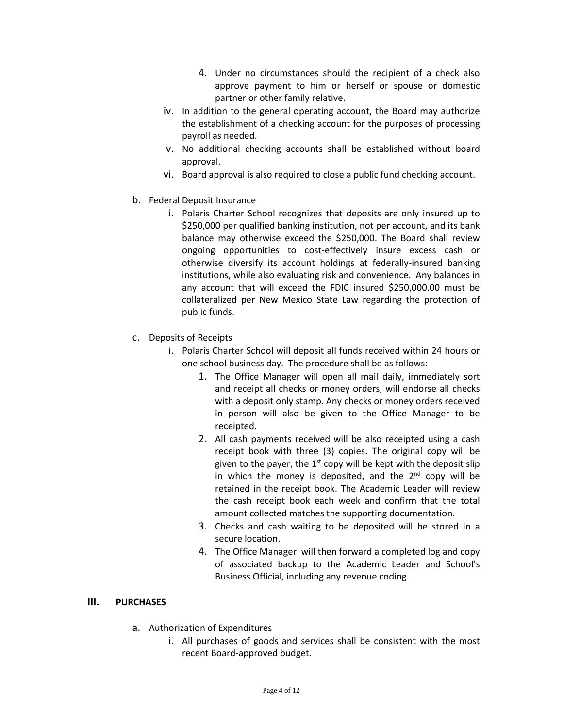4. Under no circumstances should the recipient of a check also approve payment to him or herself or spouse or domestic partner or other family relative.

iv. In addition to the general operating account, the Board may authorize the establishment of a checking account for the purposes of processing payroll as needed.

v. No additional checking accounts shall be established without board approval.

vi. Board approval is also required to close a public fund checking account.

b. Federal Deposit Insurance

   i. Polaris Charter School recognizes that deposits are only insured up to \$250,000 per qualified banking institution, not per account, and its bank balance may otherwise exceed the \$250,000. The Board shall review ongoing opportunities to cost-effectively insure excess cash or otherwise diversify its account holdings at federally-insured banking institutions, while also evaluating risk and convenience. Any balances in any account that will exceed the FDIC insured \$250,000.00 must be collateralized per New Mexico State Law regarding the protection of public funds.

c. Deposits of Receipts

   i. Polaris Charter School will deposit all funds received within 24 hours or one school business day. The procedure shall be as follows:

      1. The Office Manager will open all mail daily, immediately sort and receipt all checks or money orders, will endorse all checks with a deposit only stamp. Any checks or money orders received in person will also be given to the Office Manager to be receipted.
      2. All cash payments received will be also receipted using a cash receipt book with three (3) copies. The original copy will be given to the payer, the 1st copy will be kept with the deposit slip in which the money is deposited, and the 2nd copy will be retained in the receipt book. The Academic Leader will review the cash receipt book each week and confirm that the total amount collected matches the supporting documentation.
      3. Checks and cash waiting to be deposited will be stored in a secure location.
      4. The Office Manager will then forward a completed log and copy of associated backup to the Academic Leader and School's Business Official, including any revenue coding.

## III. PURCHASES

a. Authorization of Expenditures

   i. All purchases of goods and services shall be consistent with the most recent Board-approved budget.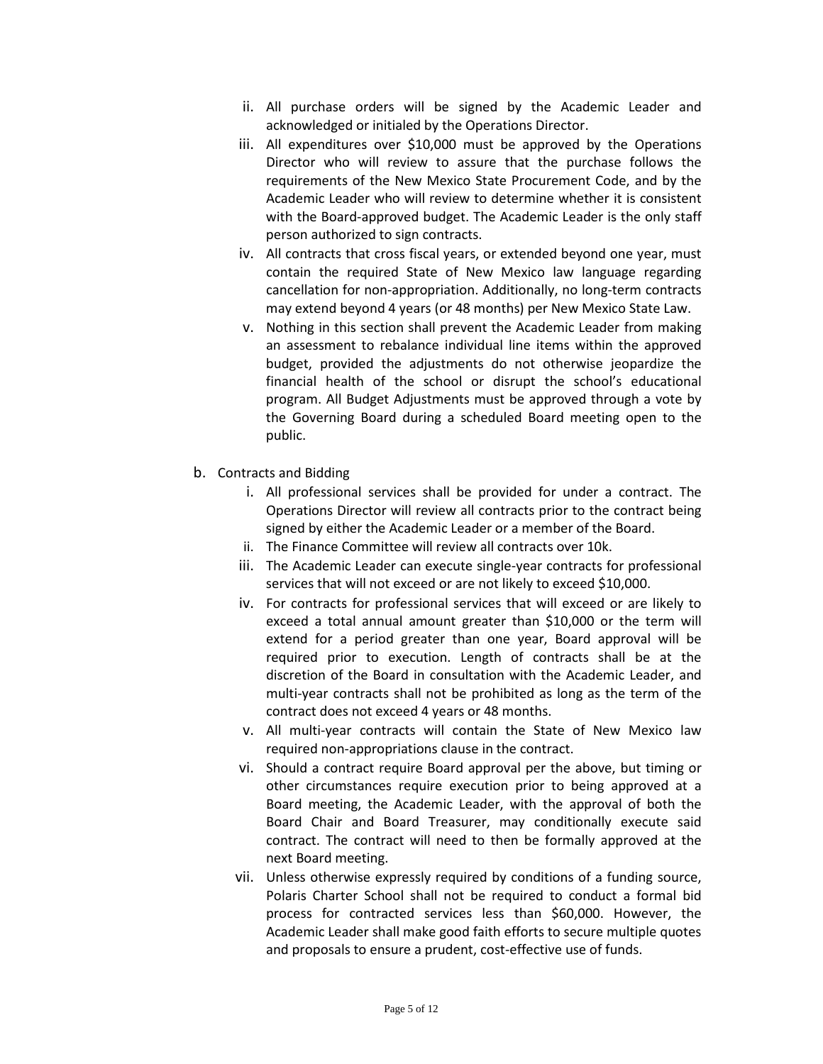ii. All purchase orders will be signed by the Academic Leader and acknowledged or initialed by the Operations Director.

iii. All expenditures over $10,000 must be approved by the Operations Director who will review to assure that the purchase follows the requirements of the New Mexico State Procurement Code, and by the Academic Leader who will review to determine whether it is consistent with the Board-approved budget. The Academic Leader is the only staff person authorized to sign contracts.

iv. All contracts that cross fiscal years, or extended beyond one year, must contain the required State of New Mexico law language regarding cancellation for non-appropriation. Additionally, no long-term contracts may extend beyond 4 years (or 48 months) per New Mexico State Law.

v. Nothing in this section shall prevent the Academic Leader from making an assessment to rebalance individual line items within the approved budget, provided the adjustments do not otherwise jeopardize the financial health of the school or disrupt the school's educational program. All Budget Adjustments must be approved through a vote by the Governing Board during a scheduled Board meeting open to the public.

b. Contracts and Bidding

i. All professional services shall be provided for under a contract. The Operations Director will review all contracts prior to the contract being signed by either the Academic Leader or a member of the Board.

ii. The Finance Committee will review all contracts over 10k.

iii. The Academic Leader can execute single-year contracts for professional services that will not exceed or are not likely to exceed $10,000.

iv. For contracts for professional services that will exceed or are likely to exceed a total annual amount greater than $10,000 or the term will extend for a period greater than one year, Board approval will be required prior to execution. Length of contracts shall be at the discretion of the Board in consultation with the Academic Leader, and multi-year contracts shall not be prohibited as long as the term of the contract does not exceed 4 years or 48 months.

v. All multi-year contracts will contain the State of New Mexico law required non-appropriations clause in the contract.

vi. Should a contract require Board approval per the above, but timing or other circumstances require execution prior to being approved at a Board meeting, the Academic Leader, with the approval of both the Board Chair and Board Treasurer, may conditionally execute said contract. The contract will need to then be formally approved at the next Board meeting.

vii. Unless otherwise expressly required by conditions of a funding source, Polaris Charter School shall not be required to conduct a formal bid process for contracted services less than $60,000. However, the Academic Leader shall make good faith efforts to secure multiple quotes and proposals to ensure a prudent, cost-effective use of funds.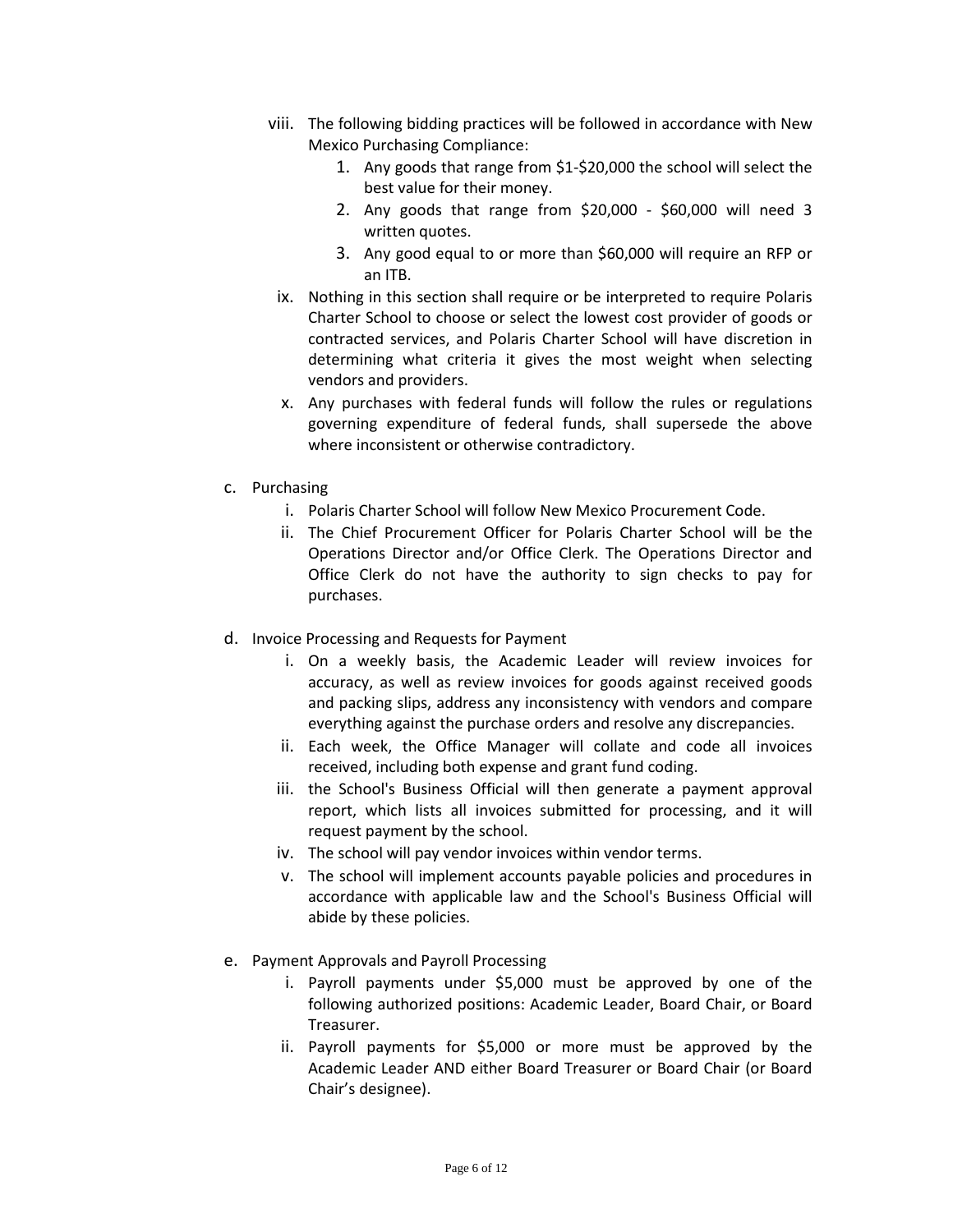viii. The following bidding practices will be followed in accordance with New Mexico Purchasing Compliance:
   1. Any goods that range from $1-$20,000 the school will select the best value for their money.
   2. Any goods that range from $20,000 - $60,000 will need 3 written quotes.
   3. Any good equal to or more than $60,000 will require an RFP or an ITB.

ix. Nothing in this section shall require or be interpreted to require Polaris Charter School to choose or select the lowest cost provider of goods or contracted services, and Polaris Charter School will have discretion in determining what criteria it gives the most weight when selecting vendors and providers.

x. Any purchases with federal funds will follow the rules or regulations governing expenditure of federal funds, shall supersede the above where inconsistent or otherwise contradictory.

c. Purchasing
   i. Polaris Charter School will follow New Mexico Procurement Code.
   ii. The Chief Procurement Officer for Polaris Charter School will be the Operations Director and/or Office Clerk. The Operations Director and Office Clerk do not have the authority to sign checks to pay for purchases.

d. Invoice Processing and Requests for Payment
   i. On a weekly basis, the Academic Leader will review invoices for accuracy, as well as review invoices for goods against received goods and packing slips, address any inconsistency with vendors and compare everything against the purchase orders and resolve any discrepancies.
   ii. Each week, the Office Manager will collate and code all invoices received, including both expense and grant fund coding.
   iii. the School's Business Official will then generate a payment approval report, which lists all invoices submitted for processing, and it will request payment by the school.
   iv. The school will pay vendor invoices within vendor terms.
   v. The school will implement accounts payable policies and procedures in accordance with applicable law and the School's Business Official will abide by these policies.

e. Payment Approvals and Payroll Processing
   i. Payroll payments under $5,000 must be approved by one of the following authorized positions: Academic Leader, Board Chair, or Board Treasurer.
   ii. Payroll payments for $5,000 or more must be approved by the Academic Leader AND either Board Treasurer or Board Chair (or Board Chair's designee).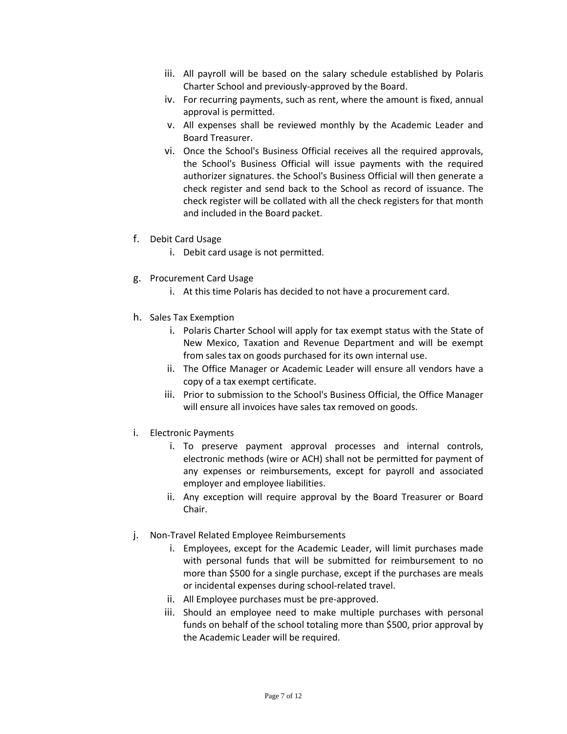iii. All payroll will be based on the salary schedule established by Polaris Charter School and previously-approved by the Board.

iv. For recurring payments, such as rent, where the amount is fixed, annual approval is permitted.

v. All expenses shall be reviewed monthly by the Academic Leader and Board Treasurer.

vi. Once the School's Business Official receives all the required approvals, the School's Business Official will issue payments with the required authorizer signatures. the School's Business Official will then generate a check register and send back to the School as record of issuance. The check register will be collated with all the check registers for that month and included in the Board packet.

f. Debit Card Usage

  i. Debit card usage is not permitted.

g. Procurement Card Usage

  i. At this time Polaris has decided to not have a procurement card.

h. Sales Tax Exemption

  i. Polaris Charter School will apply for tax exempt status with the State of New Mexico, Taxation and Revenue Department and will be exempt from sales tax on goods purchased for its own internal use.

  ii. The Office Manager or Academic Leader will ensure all vendors have a copy of a tax exempt certificate.

  iii. Prior to submission to the School's Business Official, the Office Manager will ensure all invoices have sales tax removed on goods.

i. Electronic Payments

  i. To preserve payment approval processes and internal controls, electronic methods (wire or ACH) shall not be permitted for payment of any expenses or reimbursements, except for payroll and associated employer and employee liabilities.

  ii. Any exception will require approval by the Board Treasurer or Board Chair.

j. Non-Travel Related Employee Reimbursements

  i. Employees, except for the Academic Leader, will limit purchases made with personal funds that will be submitted for reimbursement to no more than $500 for a single purchase, except if the purchases are meals or incidental expenses during school-related travel.

  ii. All Employee purchases must be pre-approved.

  iii. Should an employee need to make multiple purchases with personal funds on behalf of the school totaling more than $500, prior approval by the Academic Leader will be required.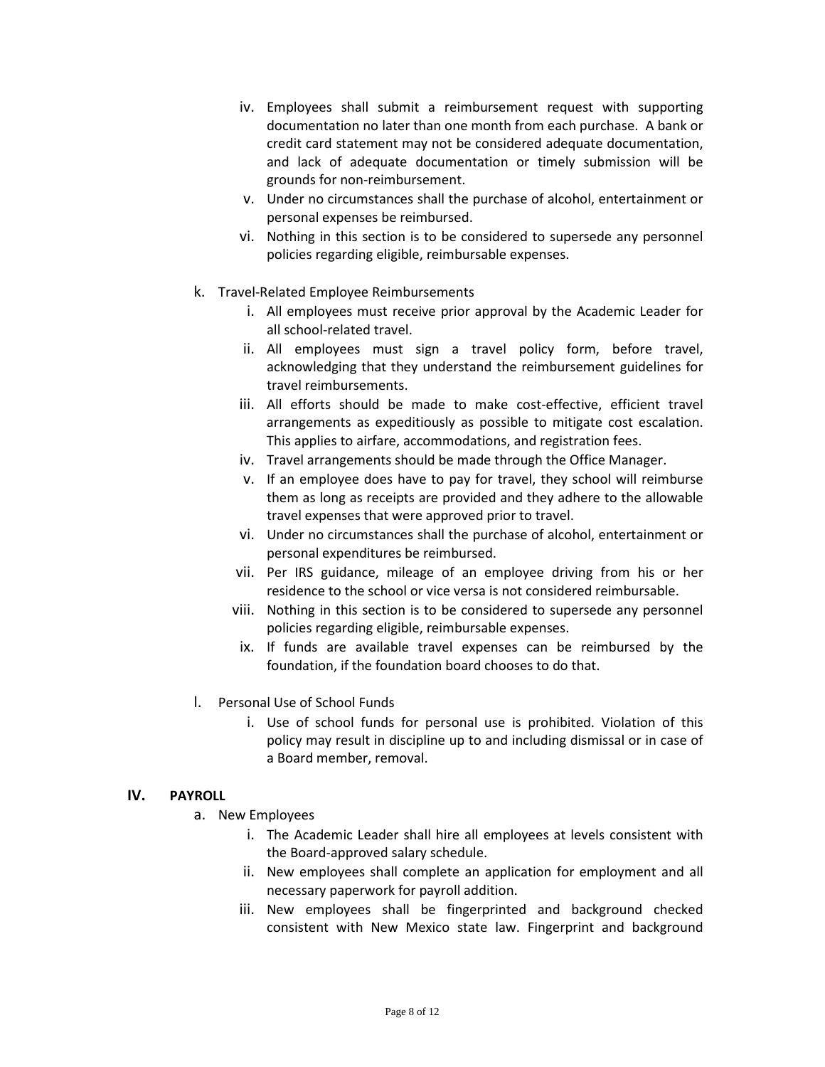iv. Employees shall submit a reimbursement request with supporting documentation no later than one month from each purchase. A bank or credit card statement may not be considered adequate documentation, and lack of adequate documentation or timely submission will be grounds for non-reimbursement.

v. Under no circumstances shall the purchase of alcohol, entertainment or personal expenses be reimbursed.

vi. Nothing in this section is to be considered to supersede any personnel policies regarding eligible, reimbursable expenses.

k. Travel-Related Employee Reimbursements

i. All employees must receive prior approval by the Academic Leader for all school-related travel.

ii. All employees must sign a travel policy form, before travel, acknowledging that they understand the reimbursement guidelines for travel reimbursements.

iii. All efforts should be made to make cost-effective, efficient travel arrangements as expeditiously as possible to mitigate cost escalation. This applies to airfare, accommodations, and registration fees.

iv. Travel arrangements should be made through the Office Manager.

v. If an employee does have to pay for travel, they school will reimburse them as long as receipts are provided and they adhere to the allowable travel expenses that were approved prior to travel.

vi. Under no circumstances shall the purchase of alcohol, entertainment or personal expenditures be reimbursed.

vii. Per IRS guidance, mileage of an employee driving from his or her residence to the school or vice versa is not considered reimbursable.

viii. Nothing in this section is to be considered to supersede any personnel policies regarding eligible, reimbursable expenses.

ix. If funds are available travel expenses can be reimbursed by the foundation, if the foundation board chooses to do that.

l. Personal Use of School Funds

i. Use of school funds for personal use is prohibited. Violation of this policy may result in discipline up to and including dismissal or in case of a Board member, removal.

## IV. PAYROLL

a. New Employees

i. The Academic Leader shall hire all employees at levels consistent with the Board-approved salary schedule.

ii. New employees shall complete an application for employment and all necessary paperwork for payroll addition.

iii. New employees shall be fingerprinted and background checked consistent with New Mexico state law. Fingerprint and background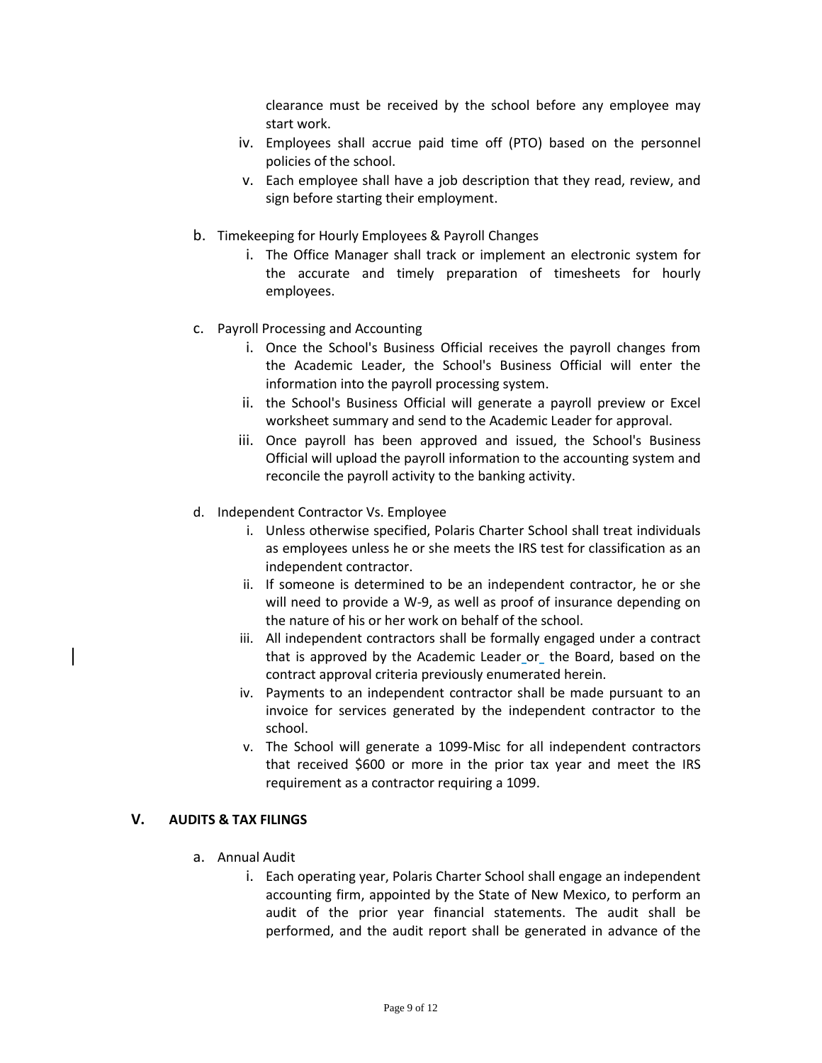clearance must be received by the school before any employee may start work.

iv. Employees shall accrue paid time off (PTO) based on the personnel policies of the school.

v. Each employee shall have a job description that they read, review, and sign before starting their employment.

b. Timekeeping for Hourly Employees & Payroll Changes

i. The Office Manager shall track or implement an electronic system for the accurate and timely preparation of timesheets for hourly employees.

c. Payroll Processing and Accounting

i. Once the School's Business Official receives the payroll changes from the Academic Leader, the School's Business Official will enter the information into the payroll processing system.

ii. the School's Business Official will generate a payroll preview or Excel worksheet summary and send to the Academic Leader for approval.

iii. Once payroll has been approved and issued, the School's Business Official will upload the payroll information to the accounting system and reconcile the payroll activity to the banking activity.

d. Independent Contractor Vs. Employee

i. Unless otherwise specified, Polaris Charter School shall treat individuals as employees unless he or she meets the IRS test for classification as an independent contractor.

ii. If someone is determined to be an independent contractor, he or she will need to provide a W-9, as well as proof of insurance depending on the nature of his or her work on behalf of the school.

iii. All independent contractors shall be formally engaged under a contract that is approved by the Academic Leader or the Board, based on the contract approval criteria previously enumerated herein.

iv. Payments to an independent contractor shall be made pursuant to an invoice for services generated by the independent contractor to the school.

v. The School will generate a 1099-Misc for all independent contractors that received $600 or more in the prior tax year and meet the IRS requirement as a contractor requiring a 1099.

## V. AUDITS & TAX FILINGS

a. Annual Audit

i. Each operating year, Polaris Charter School shall engage an independent accounting firm, appointed by the State of New Mexico, to perform an audit of the prior year financial statements. The audit shall be performed, and the audit report shall be generated in advance of the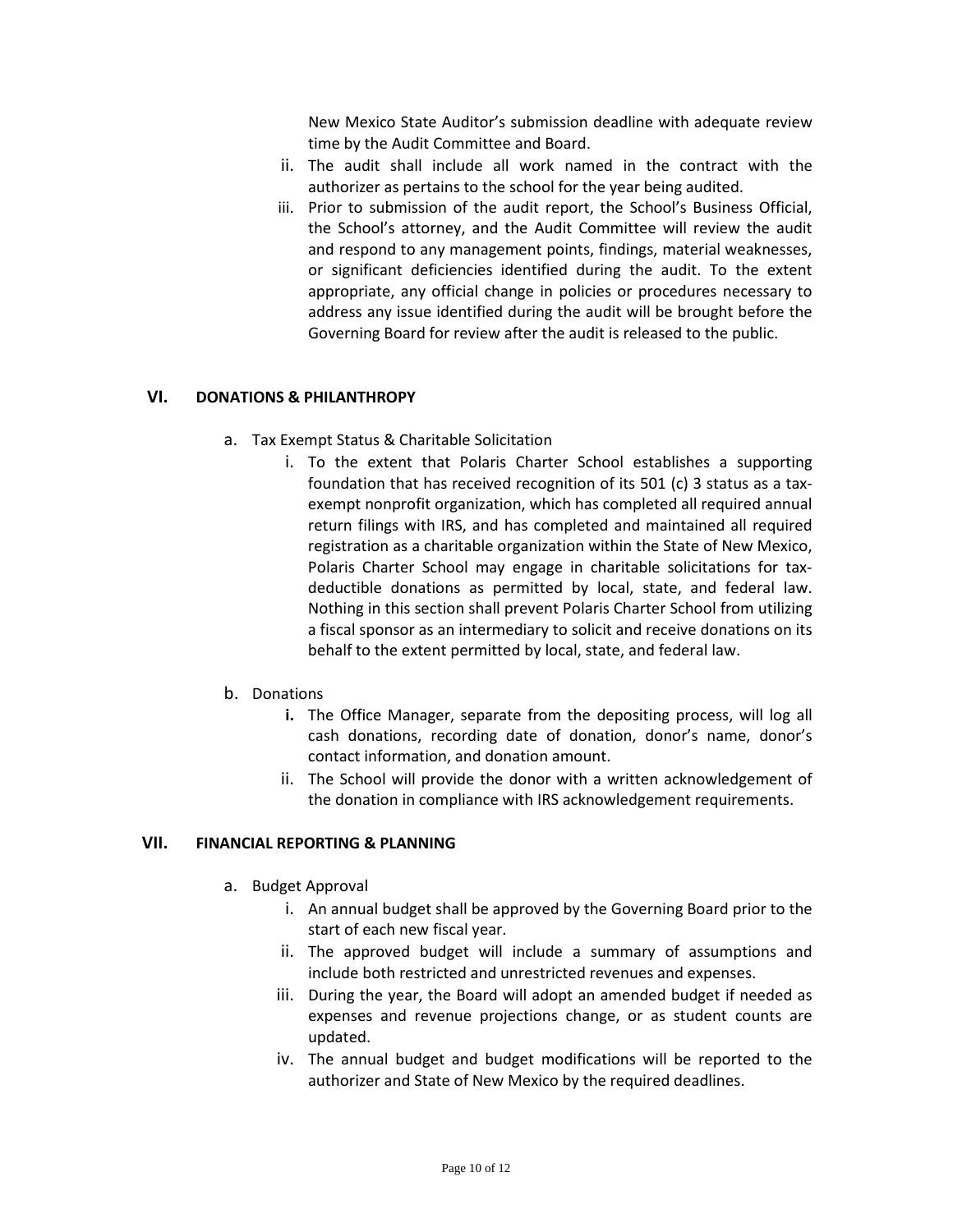New Mexico State Auditor's submission deadline with adequate review time by the Audit Committee and Board.

ii. The audit shall include all work named in the contract with the authorizer as pertains to the school for the year being audited.

iii. Prior to submission of the audit report, the School's Business Official, the School's attorney, and the Audit Committee will review the audit and respond to any management points, findings, material weaknesses, or significant deficiencies identified during the audit. To the extent appropriate, any official change in policies or procedures necessary to address any issue identified during the audit will be brought before the Governing Board for review after the audit is released to the public.

## VI. DONATIONS & PHILANTHROPY

a. Tax Exempt Status & Charitable Solicitation

i. To the extent that Polaris Charter School establishes a supporting foundation that has received recognition of its 501 (c) 3 status as a tax-exempt nonprofit organization, which has completed all required annual return filings with IRS, and has completed and maintained all required registration as a charitable organization within the State of New Mexico, Polaris Charter School may engage in charitable solicitations for tax-deductible donations as permitted by local, state, and federal law. Nothing in this section shall prevent Polaris Charter School from utilizing a fiscal sponsor as an intermediary to solicit and receive donations on its behalf to the extent permitted by local, state, and federal law.

b. Donations

**i.** The Office Manager, separate from the depositing process, will log all cash donations, recording date of donation, donor's name, donor's contact information, and donation amount.

ii. The School will provide the donor with a written acknowledgement of the donation in compliance with IRS acknowledgement requirements.

## VII. FINANCIAL REPORTING & PLANNING

a. Budget Approval

i. An annual budget shall be approved by the Governing Board prior to the start of each new fiscal year.

ii. The approved budget will include a summary of assumptions and include both restricted and unrestricted revenues and expenses.

iii. During the year, the Board will adopt an amended budget if needed as expenses and revenue projections change, or as student counts are updated.

iv. The annual budget and budget modifications will be reported to the authorizer and State of New Mexico by the required deadlines.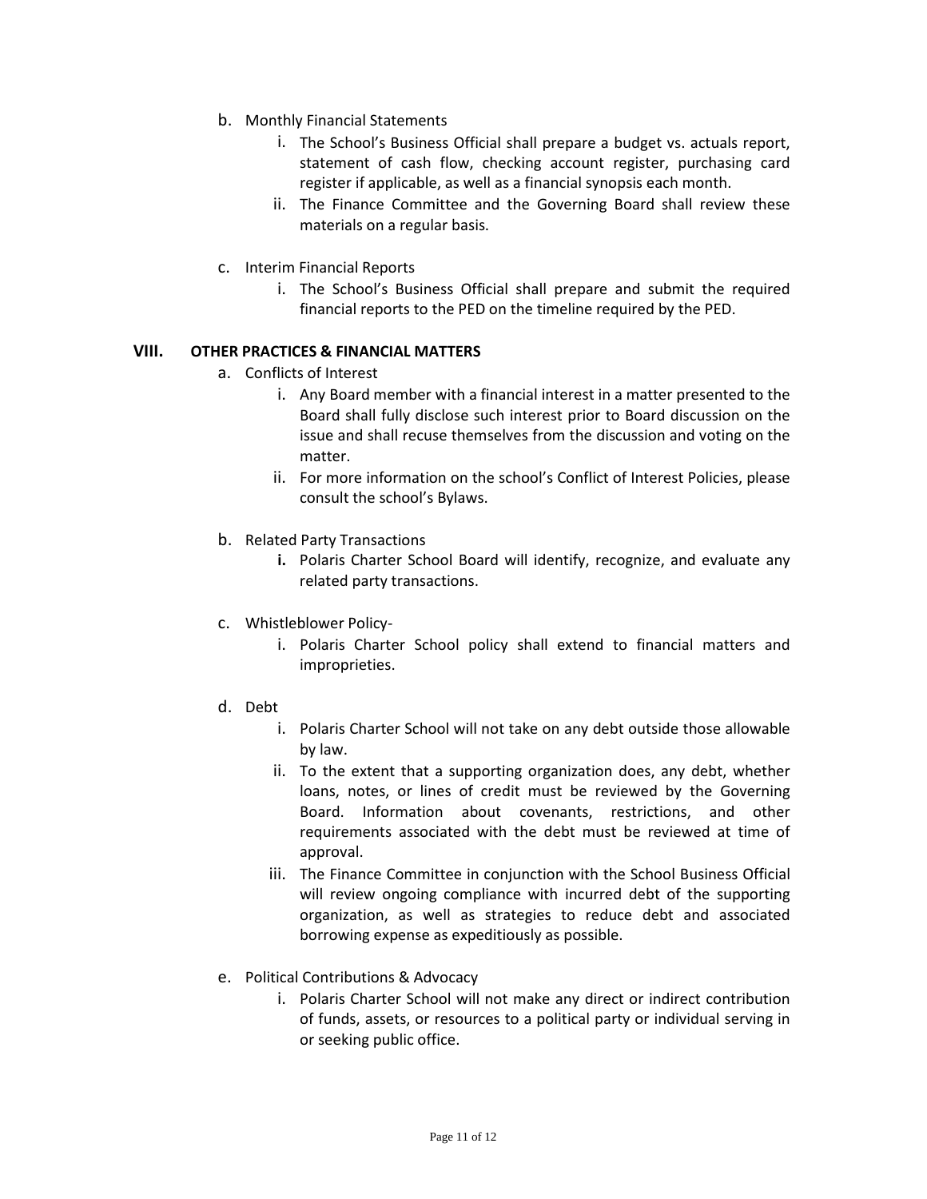b. Monthly Financial Statements
   i. The School's Business Official shall prepare a budget vs. actuals report, statement of cash flow, checking account register, purchasing card register if applicable, as well as a financial synopsis each month.
   ii. The Finance Committee and the Governing Board shall review these materials on a regular basis.

c. Interim Financial Reports
   i. The School's Business Official shall prepare and submit the required financial reports to the PED on the timeline required by the PED.

## VIII. OTHER PRACTICES & FINANCIAL MATTERS

a. Conflicts of Interest
   i. Any Board member with a financial interest in a matter presented to the Board shall fully disclose such interest prior to Board discussion on the issue and shall recuse themselves from the discussion and voting on the matter.
   ii. For more information on the school's Conflict of Interest Policies, please consult the school's Bylaws.

b. Related Party Transactions
   **i.** Polaris Charter School Board will identify, recognize, and evaluate any related party transactions.

c. Whistleblower Policy-
   i. Polaris Charter School policy shall extend to financial matters and improprieties.

d. Debt
   i. Polaris Charter School will not take on any debt outside those allowable by law.
   ii. To the extent that a supporting organization does, any debt, whether loans, notes, or lines of credit must be reviewed by the Governing Board. Information about covenants, restrictions, and other requirements associated with the debt must be reviewed at time of approval.
   iii. The Finance Committee in conjunction with the School Business Official will review ongoing compliance with incurred debt of the supporting organization, as well as strategies to reduce debt and associated borrowing expense as expeditiously as possible.

e. Political Contributions & Advocacy
   i. Polaris Charter School will not make any direct or indirect contribution of funds, assets, or resources to a political party or individual serving in or seeking public office.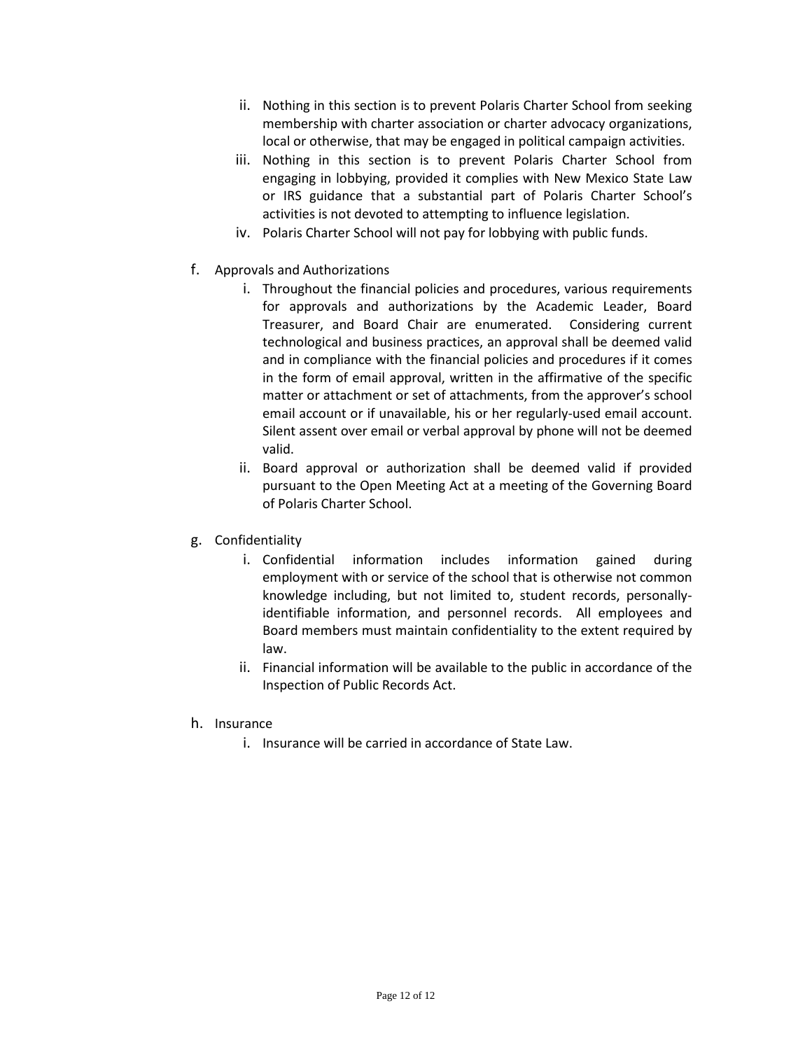ii. Nothing in this section is to prevent Polaris Charter School from seeking membership with charter association or charter advocacy organizations, local or otherwise, that may be engaged in political campaign activities.
   iii. Nothing in this section is to prevent Polaris Charter School from engaging in lobbying, provided it complies with New Mexico State Law or IRS guidance that a substantial part of Polaris Charter School's activities is not devoted to attempting to influence legislation.
   iv. Polaris Charter School will not pay for lobbying with public funds.

f. Approvals and Authorizations
   i. Throughout the financial policies and procedures, various requirements for approvals and authorizations by the Academic Leader, Board Treasurer, and Board Chair are enumerated. Considering current technological and business practices, an approval shall be deemed valid and in compliance with the financial policies and procedures if it comes in the form of email approval, written in the affirmative of the specific matter or attachment or set of attachments, from the approver's school email account or if unavailable, his or her regularly-used email account. Silent assent over email or verbal approval by phone will not be deemed valid.
   ii. Board approval or authorization shall be deemed valid if provided pursuant to the Open Meeting Act at a meeting of the Governing Board of Polaris Charter School.

g. Confidentiality
   i. Confidential information includes information gained during employment with or service of the school that is otherwise not common knowledge including, but not limited to, student records, personally-identifiable information, and personnel records. All employees and Board members must maintain confidentiality to the extent required by law.
   ii. Financial information will be available to the public in accordance of the Inspection of Public Records Act.

h. Insurance
   i. Insurance will be carried in accordance of State Law.